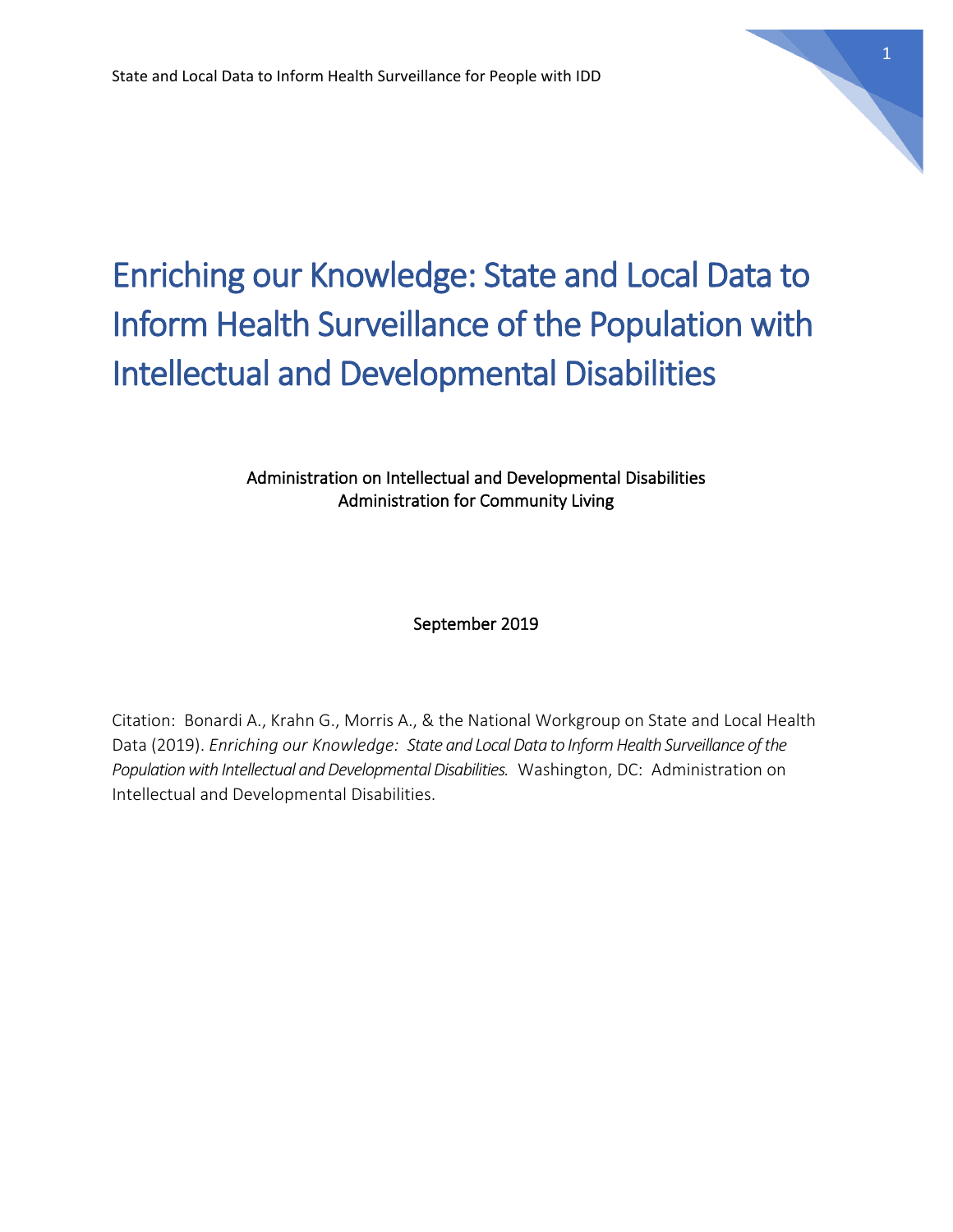# Enriching our Knowledge: State and Local Data to Inform Health Surveillance of the Population with Intellectual and Developmental Disabilities

Administration on Intellectual and Developmental Disabilities
Administration for Community Living

September 2019

Citation: Bonardi A., Krahn G., Morris A., & the National Workgroup on State and Local Health Data (2019). *Enriching our Knowledge: State and Local Data to Inform Health Surveillance of the Population with Intellectual and Developmental Disabilities.* Washington, DC: Administration on Intellectual and Developmental Disabilities.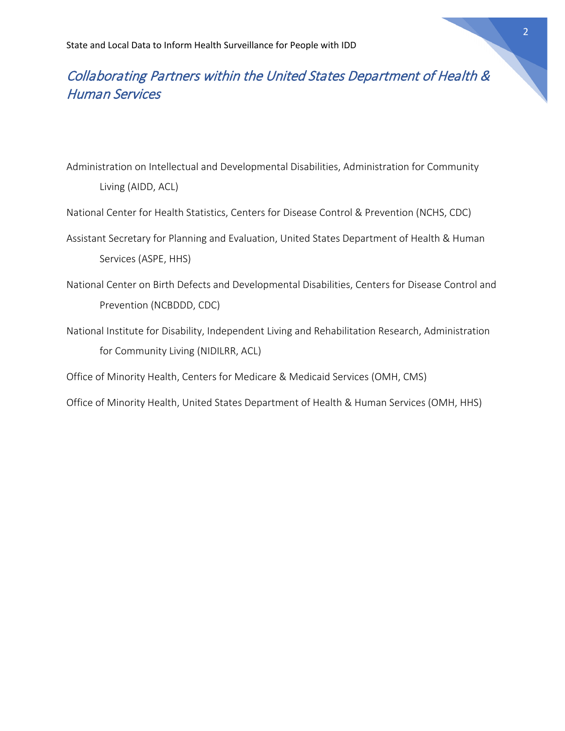## *Collaborating Partners within the United States Department of Health & Human Services*

Administration on Intellectual and Developmental Disabilities, Administration for Community Living (AIDD, ACL)

National Center for Health Statistics, Centers for Disease Control & Prevention (NCHS, CDC)

Assistant Secretary for Planning and Evaluation, United States Department of Health & Human Services (ASPE, HHS)

National Center on Birth Defects and Developmental Disabilities, Centers for Disease Control and Prevention (NCBDDD, CDC)

National Institute for Disability, Independent Living and Rehabilitation Research, Administration for Community Living (NIDILRR, ACL)

Office of Minority Health, Centers for Medicare & Medicaid Services (OMH, CMS)

Office of Minority Health, United States Department of Health & Human Services (OMH, HHS)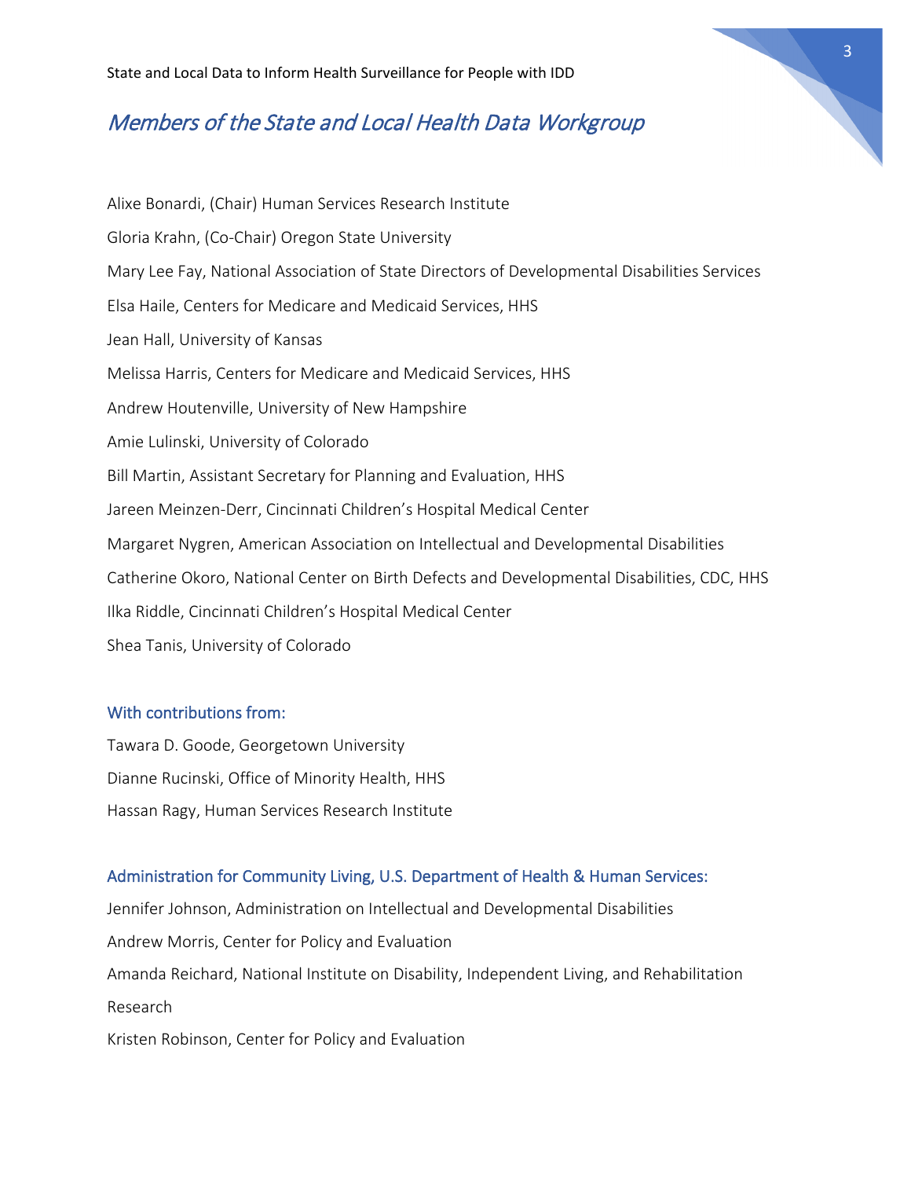## *Members of the State and Local Health Data Workgroup*

Alixe Bonardi, (Chair) Human Services Research Institute

Gloria Krahn, (Co-Chair) Oregon State University

Mary Lee Fay, National Association of State Directors of Developmental Disabilities Services

Elsa Haile, Centers for Medicare and Medicaid Services, HHS

Jean Hall, University of Kansas

Melissa Harris, Centers for Medicare and Medicaid Services, HHS

Andrew Houtenville, University of New Hampshire

Amie Lulinski, University of Colorado

Bill Martin, Assistant Secretary for Planning and Evaluation, HHS

Jareen Meinzen-Derr, Cincinnati Children's Hospital Medical Center

Margaret Nygren, American Association on Intellectual and Developmental Disabilities

Catherine Okoro, National Center on Birth Defects and Developmental Disabilities, CDC, HHS

Ilka Riddle, Cincinnati Children's Hospital Medical Center

Shea Tanis, University of Colorado

### With contributions from:

Tawara D. Goode, Georgetown University

Dianne Rucinski, Office of Minority Health, HHS

Hassan Ragy, Human Services Research Institute

### Administration for Community Living, U.S. Department of Health & Human Services:

Jennifer Johnson, Administration on Intellectual and Developmental Disabilities

Andrew Morris, Center for Policy and Evaluation

Amanda Reichard, National Institute on Disability, Independent Living, and Rehabilitation Research

Kristen Robinson, Center for Policy and Evaluation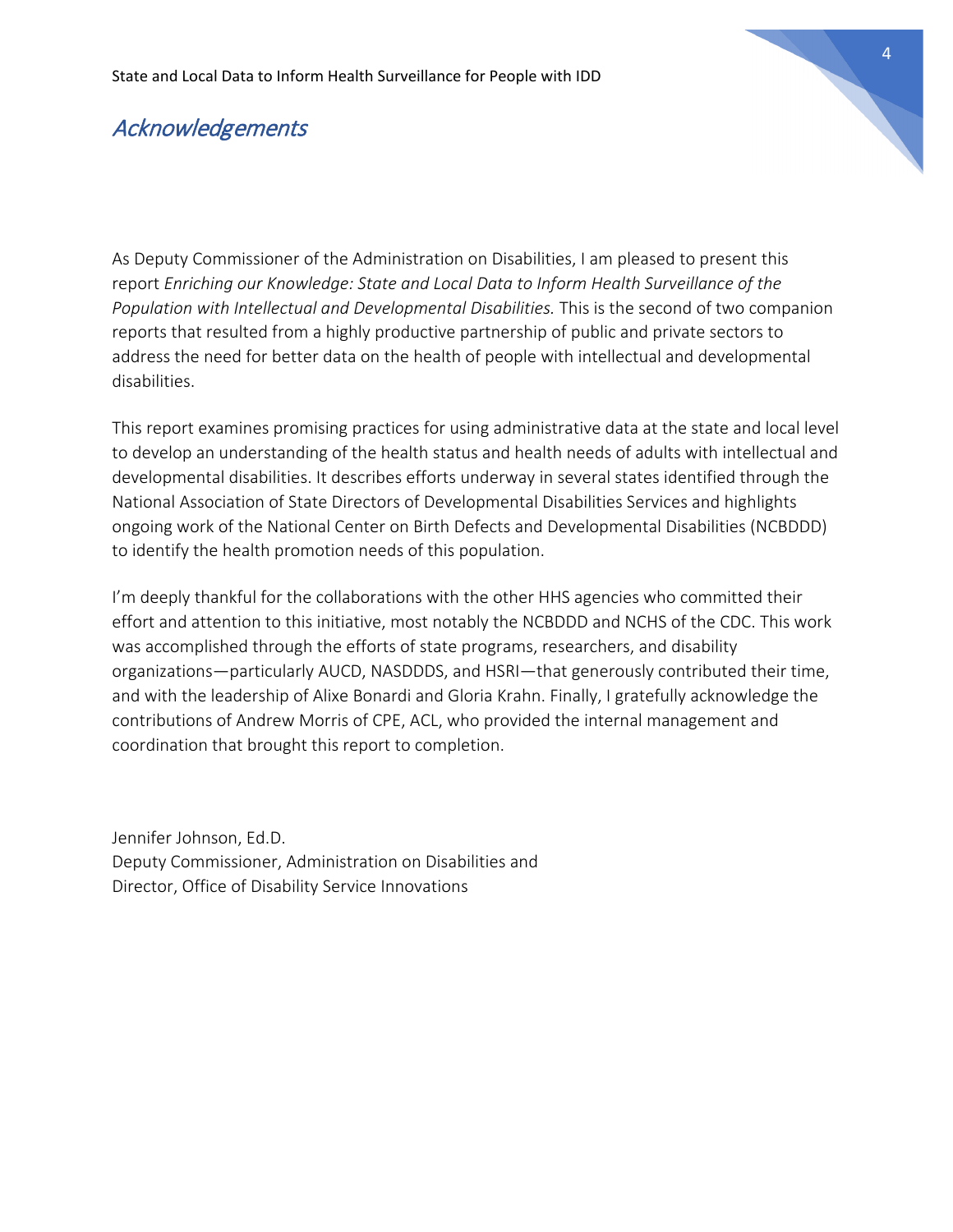## *Acknowledgements*

As Deputy Commissioner of the Administration on Disabilities, I am pleased to present this report *Enriching our Knowledge: State and Local Data to Inform Health Surveillance of the Population with Intellectual and Developmental Disabilities.* This is the second of two companion reports that resulted from a highly productive partnership of public and private sectors to address the need for better data on the health of people with intellectual and developmental disabilities.

This report examines promising practices for using administrative data at the state and local level to develop an understanding of the health status and health needs of adults with intellectual and developmental disabilities. It describes efforts underway in several states identified through the National Association of State Directors of Developmental Disabilities Services and highlights ongoing work of the National Center on Birth Defects and Developmental Disabilities (NCBDDD) to identify the health promotion needs of this population.

I'm deeply thankful for the collaborations with the other HHS agencies who committed their effort and attention to this initiative, most notably the NCBDDD and NCHS of the CDC. This work was accomplished through the efforts of state programs, researchers, and disability organizations—particularly AUCD, NASDDDS, and HSRI—that generously contributed their time, and with the leadership of Alixe Bonardi and Gloria Krahn. Finally, I gratefully acknowledge the contributions of Andrew Morris of CPE, ACL, who provided the internal management and coordination that brought this report to completion.

Jennifer Johnson, Ed.D.
Deputy Commissioner, Administration on Disabilities and
Director, Office of Disability Service Innovations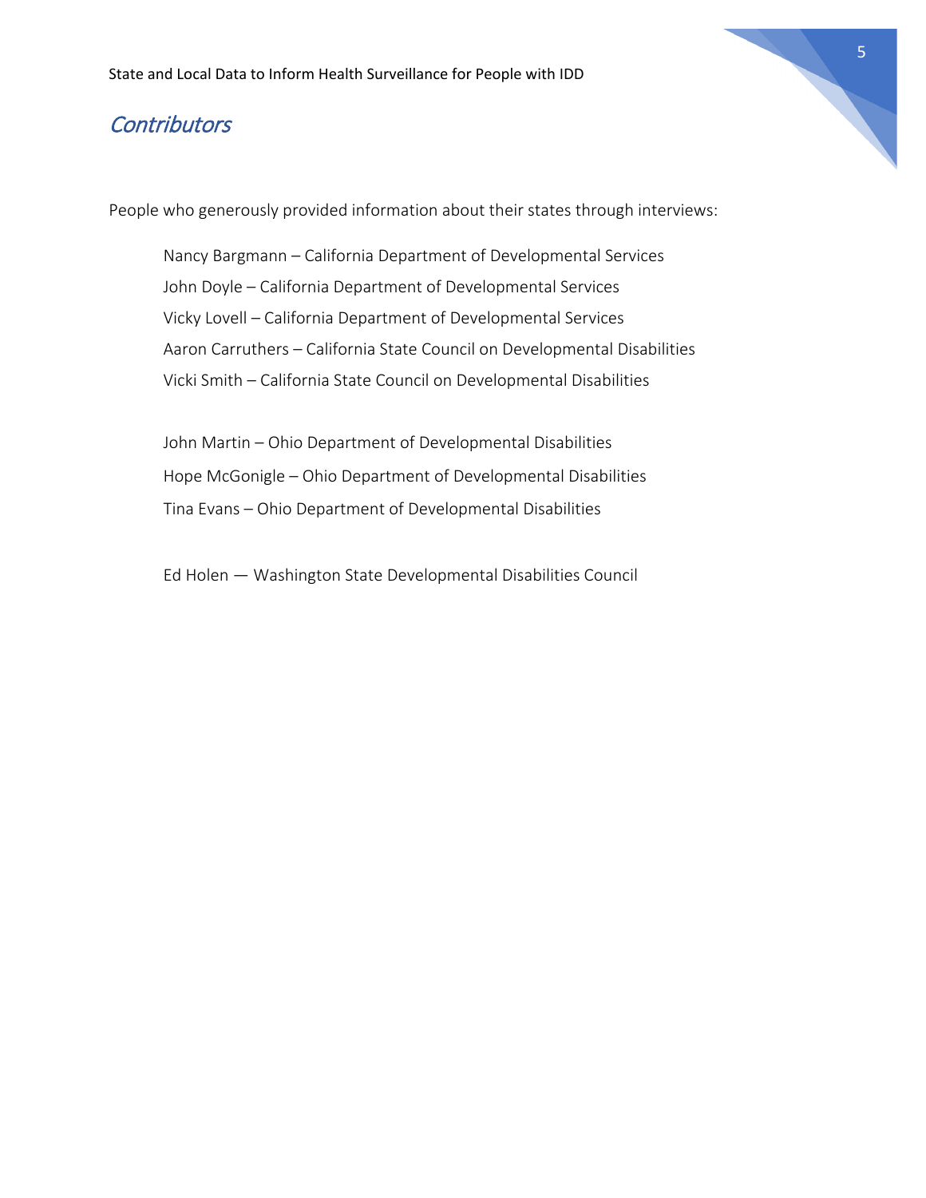## *Contributors*

People who generously provided information about their states through interviews:

Nancy Bargmann – California Department of Developmental Services
John Doyle – California Department of Developmental Services
Vicky Lovell – California Department of Developmental Services
Aaron Carruthers – California State Council on Developmental Disabilities
Vicki Smith – California State Council on Developmental Disabilities

John Martin – Ohio Department of Developmental Disabilities
Hope McGonigle – Ohio Department of Developmental Disabilities
Tina Evans – Ohio Department of Developmental Disabilities

Ed Holen — Washington State Developmental Disabilities Council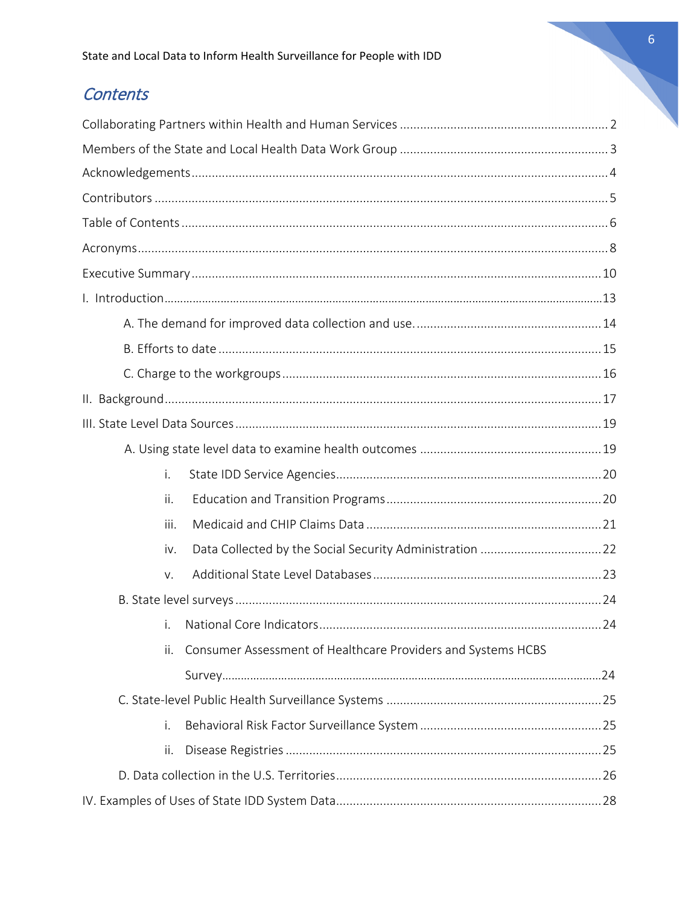## Contents

Collaborating Partners within Health and Human Services ............................................................. 2

Members of the State and Local Health Data Work Group ............................................................. 3

Acknowledgements ........................................................................................................................... 4

Contributors ....................................................................................................................................... 5

Table of Contents .............................................................................................................................. 6

Acronyms ........................................................................................................................................... 8

Executive Summary .......................................................................................................................... 10

I. Introduction ..................................................................................................................................... 13

- A. The demand for improved data collection and use. ..................................................... 14
- B. Efforts to date .................................................................................................................. 15
- C. Charge to the workgroups ............................................................................................... 16

II. Background ...................................................................................................................................... 17

III. State Level Data Sources ............................................................................................................... 19

- A. Using state level data to examine health outcomes ...................................................... 19
  - i. State IDD Service Agencies ............................................................................... 20
  - ii. Education and Transition Programs ................................................................ 20
  - iii. Medicaid and CHIP Claims Data ..................................................................... 21
  - iv. Data Collected by the Social Security Administration .................................... 22
  - v. Additional State Level Databases .................................................................... 23
- B. State level surveys ............................................................................................................ 24
  - i. National Core Indicators .................................................................................... 24
  - ii. Consumer Assessment of Healthcare Providers and Systems HCBS Survey ........................................................................................................................ 24
- C. State-level Public Health Surveillance Systems ................................................................ 25
  - i. Behavioral Risk Factor Surveillance System ...................................................... 25
  - ii. Disease Registries .............................................................................................. 25
- D. Data collection in the U.S. Territories ............................................................................... 26

IV. Examples of Uses of State IDD System Data ............................................................................... 28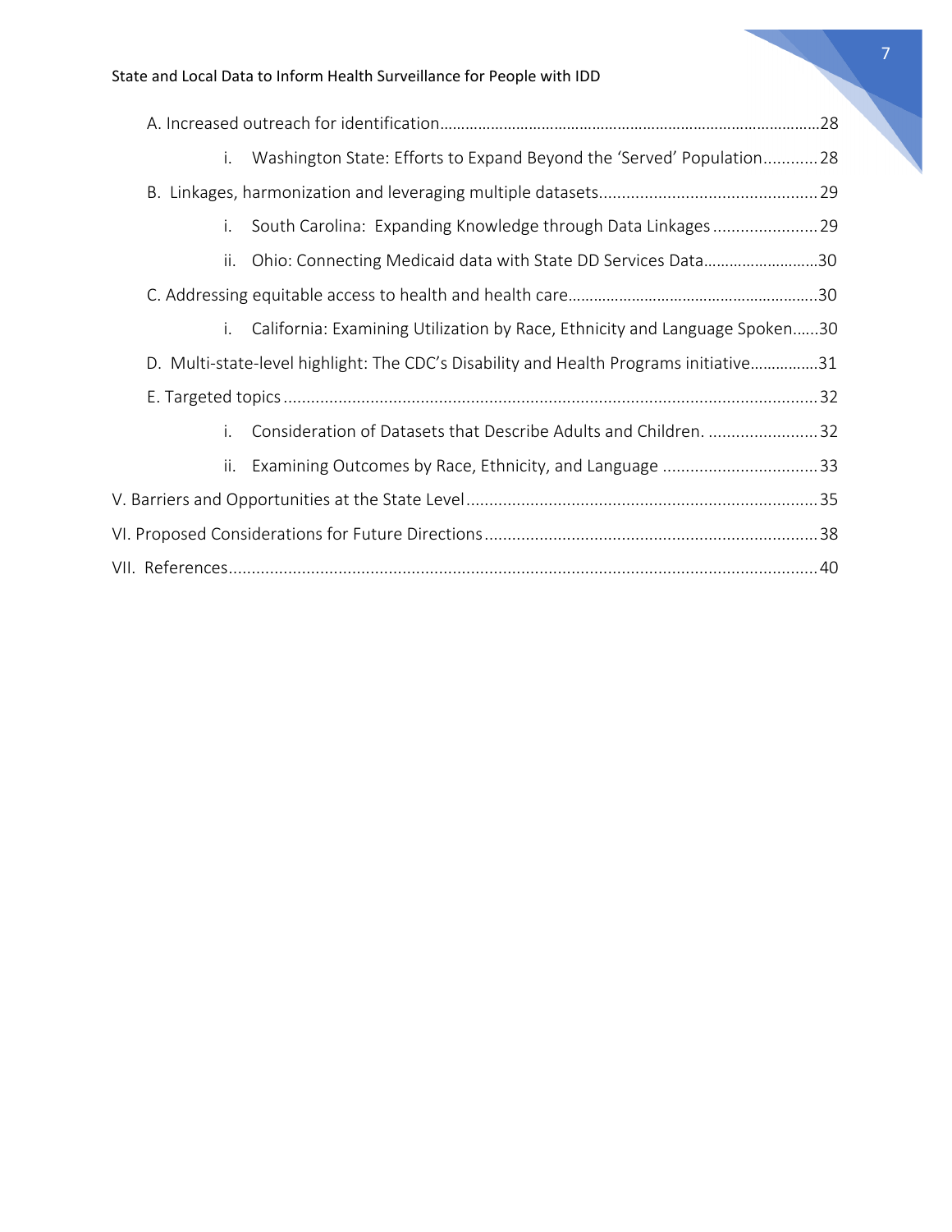- A. Increased outreach for identification........................................................................................28
  - i. Washington State: Efforts to Expand Beyond the 'Served' Population............28
- B. Linkages, harmonization and leveraging multiple datasets................................................29
  - i. South Carolina: Expanding Knowledge through Data Linkages.......................29
  - ii. Ohio: Connecting Medicaid data with State DD Services Data..........................30
- C. Addressing equitable access to health and health care..........................................................30
  - i. California: Examining Utilization by Race, Ethnicity and Language Spoken......30
- D. Multi-state-level highlight: The CDC's Disability and Health Programs initiative................31
- E. Targeted topics.....................................................................................................................32
  - i. Consideration of Datasets that Describe Adults and Children. ........................32
  - ii. Examining Outcomes by Race, Ethnicity, and Language ..................................33

V. Barriers and Opportunities at the State Level............................................................................35

VI. Proposed Considerations for Future Directions........................................................................38

VII. References................................................................................................................................40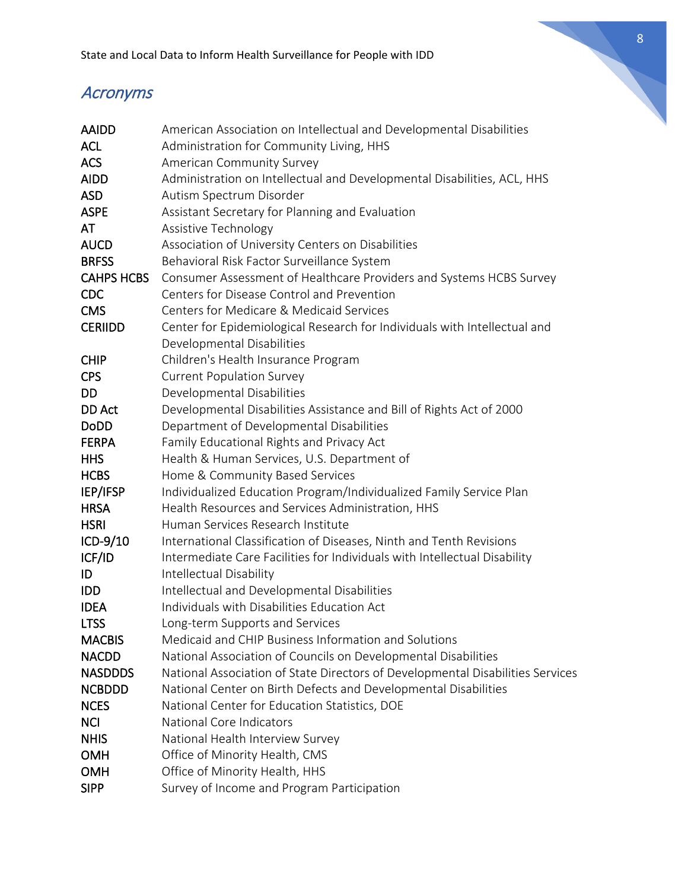## *Acronyms*

| | |
|---|---|
| **AAIDD** | American Association on Intellectual and Developmental Disabilities |
| **ACL** | Administration for Community Living, HHS |
| **ACS** | American Community Survey |
| **AIDD** | Administration on Intellectual and Developmental Disabilities, ACL, HHS |
| **ASD** | Autism Spectrum Disorder |
| **ASPE** | Assistant Secretary for Planning and Evaluation |
| **AT** | Assistive Technology |
| **AUCD** | Association of University Centers on Disabilities |
| **BRFSS** | Behavioral Risk Factor Surveillance System |
| **CAHPS HCBS** | Consumer Assessment of Healthcare Providers and Systems HCBS Survey |
| **CDC** | Centers for Disease Control and Prevention |
| **CMS** | Centers for Medicare & Medicaid Services |
| **CERIIDD** | Center for Epidemiological Research for Individuals with Intellectual and Developmental Disabilities |
| **CHIP** | Children's Health Insurance Program |
| **CPS** | Current Population Survey |
| **DD** | Developmental Disabilities |
| **DD Act** | Developmental Disabilities Assistance and Bill of Rights Act of 2000 |
| **DoDD** | Department of Developmental Disabilities |
| **FERPA** | Family Educational Rights and Privacy Act |
| **HHS** | Health & Human Services, U.S. Department of |
| **HCBS** | Home & Community Based Services |
| **IEP/IFSP** | Individualized Education Program/Individualized Family Service Plan |
| **HRSA** | Health Resources and Services Administration, HHS |
| **HSRI** | Human Services Research Institute |
| **ICD-9/10** | International Classification of Diseases, Ninth and Tenth Revisions |
| **ICF/ID** | Intermediate Care Facilities for Individuals with Intellectual Disability |
| **ID** | Intellectual Disability |
| **IDD** | Intellectual and Developmental Disabilities |
| **IDEA** | Individuals with Disabilities Education Act |
| **LTSS** | Long-term Supports and Services |
| **MACBIS** | Medicaid and CHIP Business Information and Solutions |
| **NACDD** | National Association of Councils on Developmental Disabilities |
| **NASDDDS** | National Association of State Directors of Developmental Disabilities Services |
| **NCBDDD** | National Center on Birth Defects and Developmental Disabilities |
| **NCES** | National Center for Education Statistics, DOE |
| **NCI** | National Core Indicators |
| **NHIS** | National Health Interview Survey |
| **OMH** | Office of Minority Health, CMS |
| **OMH** | Office of Minority Health, HHS |
| **SIPP** | Survey of Income and Program Participation |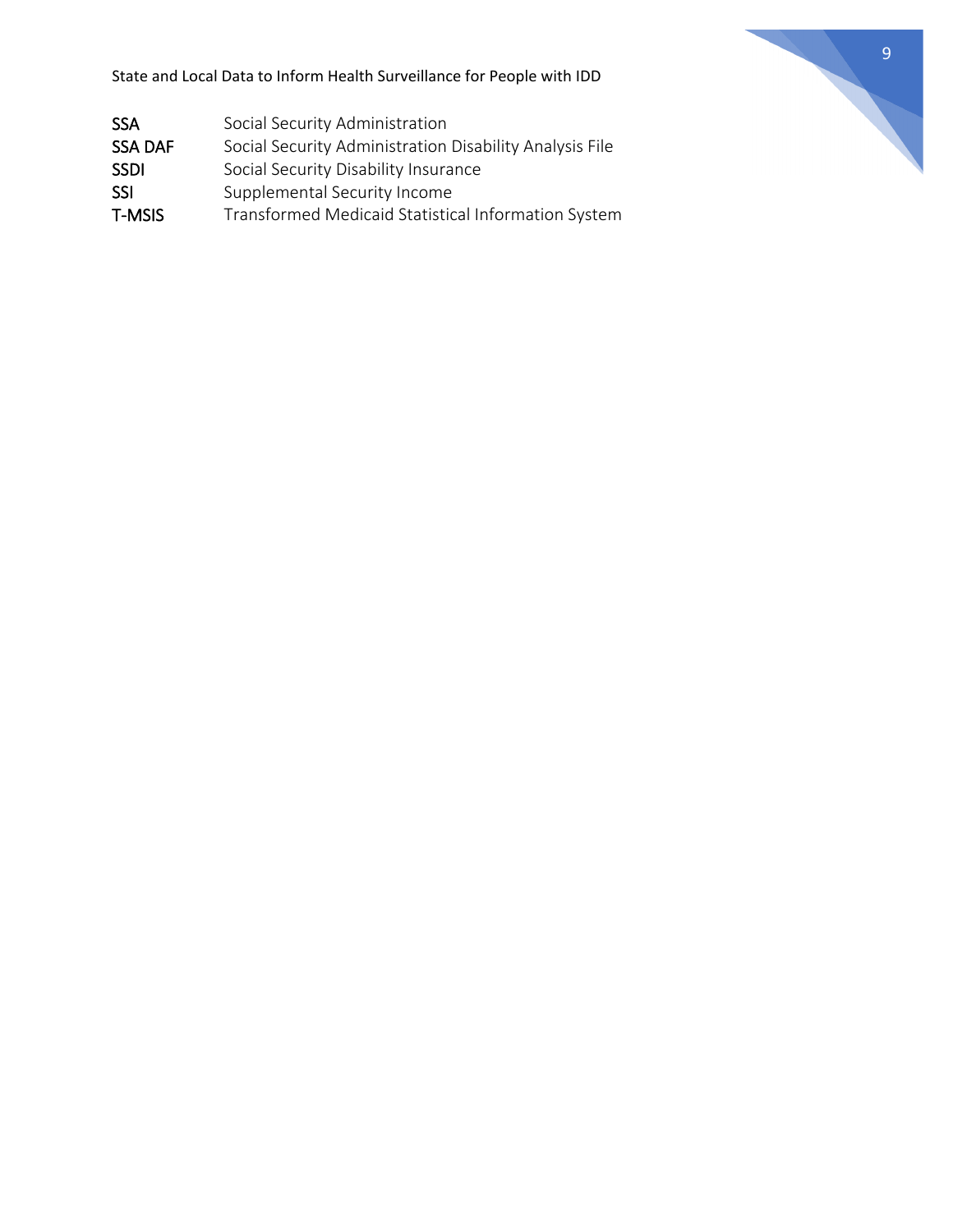| | |
|---|---|
| **SSA** | Social Security Administration |
| **SSA DAF** | Social Security Administration Disability Analysis File |
| **SSDI** | Social Security Disability Insurance |
| **SSI** | Supplemental Security Income |
| **T-MSIS** | Transformed Medicaid Statistical Information System |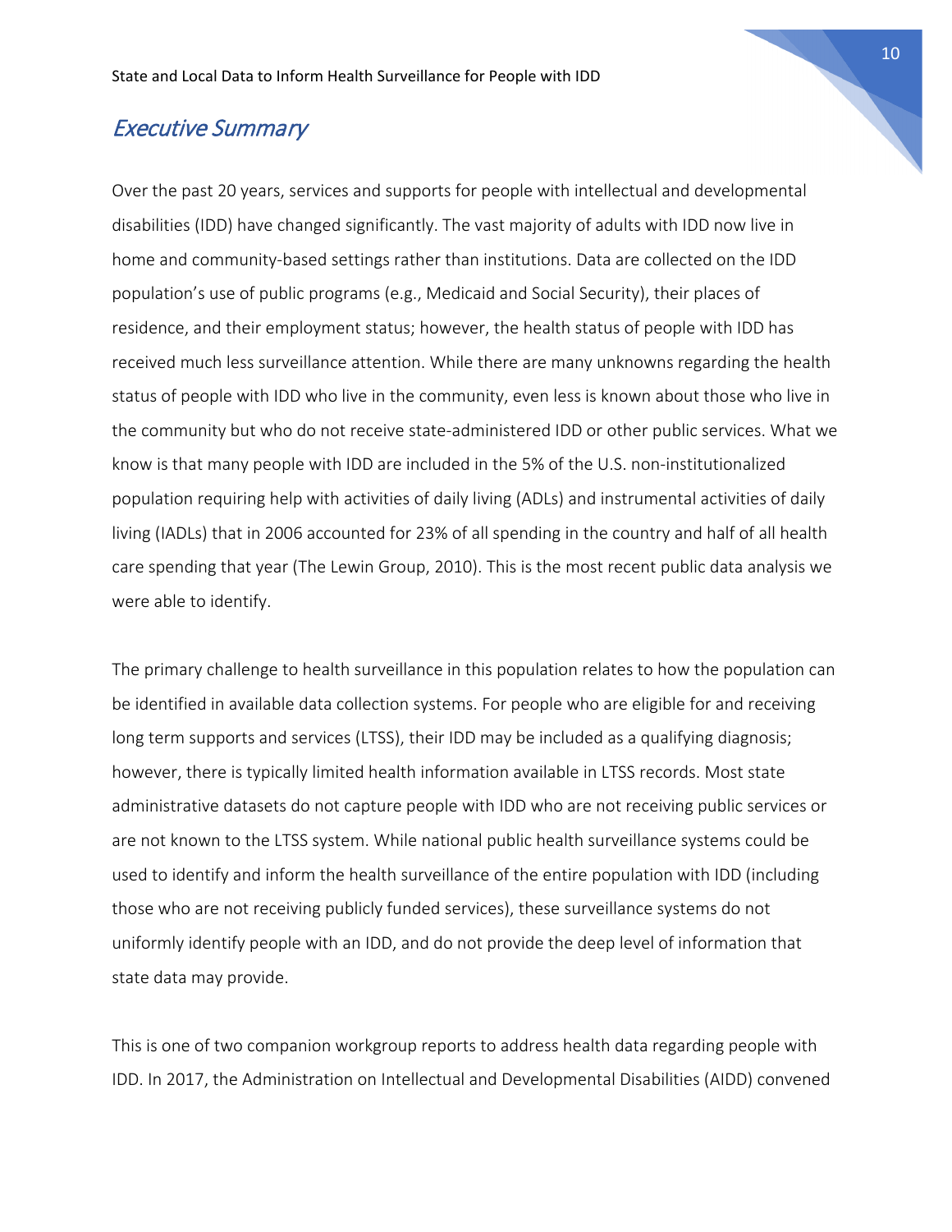## *Executive Summary*

Over the past 20 years, services and supports for people with intellectual and developmental disabilities (IDD) have changed significantly. The vast majority of adults with IDD now live in home and community-based settings rather than institutions. Data are collected on the IDD population's use of public programs (e.g., Medicaid and Social Security), their places of residence, and their employment status; however, the health status of people with IDD has received much less surveillance attention. While there are many unknowns regarding the health status of people with IDD who live in the community, even less is known about those who live in the community but who do not receive state-administered IDD or other public services. What we know is that many people with IDD are included in the 5% of the U.S. non-institutionalized population requiring help with activities of daily living (ADLs) and instrumental activities of daily living (IADLs) that in 2006 accounted for 23% of all spending in the country and half of all health care spending that year (The Lewin Group, 2010). This is the most recent public data analysis we were able to identify.

The primary challenge to health surveillance in this population relates to how the population can be identified in available data collection systems. For people who are eligible for and receiving long term supports and services (LTSS), their IDD may be included as a qualifying diagnosis; however, there is typically limited health information available in LTSS records. Most state administrative datasets do not capture people with IDD who are not receiving public services or are not known to the LTSS system. While national public health surveillance systems could be used to identify and inform the health surveillance of the entire population with IDD (including those who are not receiving publicly funded services), these surveillance systems do not uniformly identify people with an IDD, and do not provide the deep level of information that state data may provide.

This is one of two companion workgroup reports to address health data regarding people with IDD. In 2017, the Administration on Intellectual and Developmental Disabilities (AIDD) convened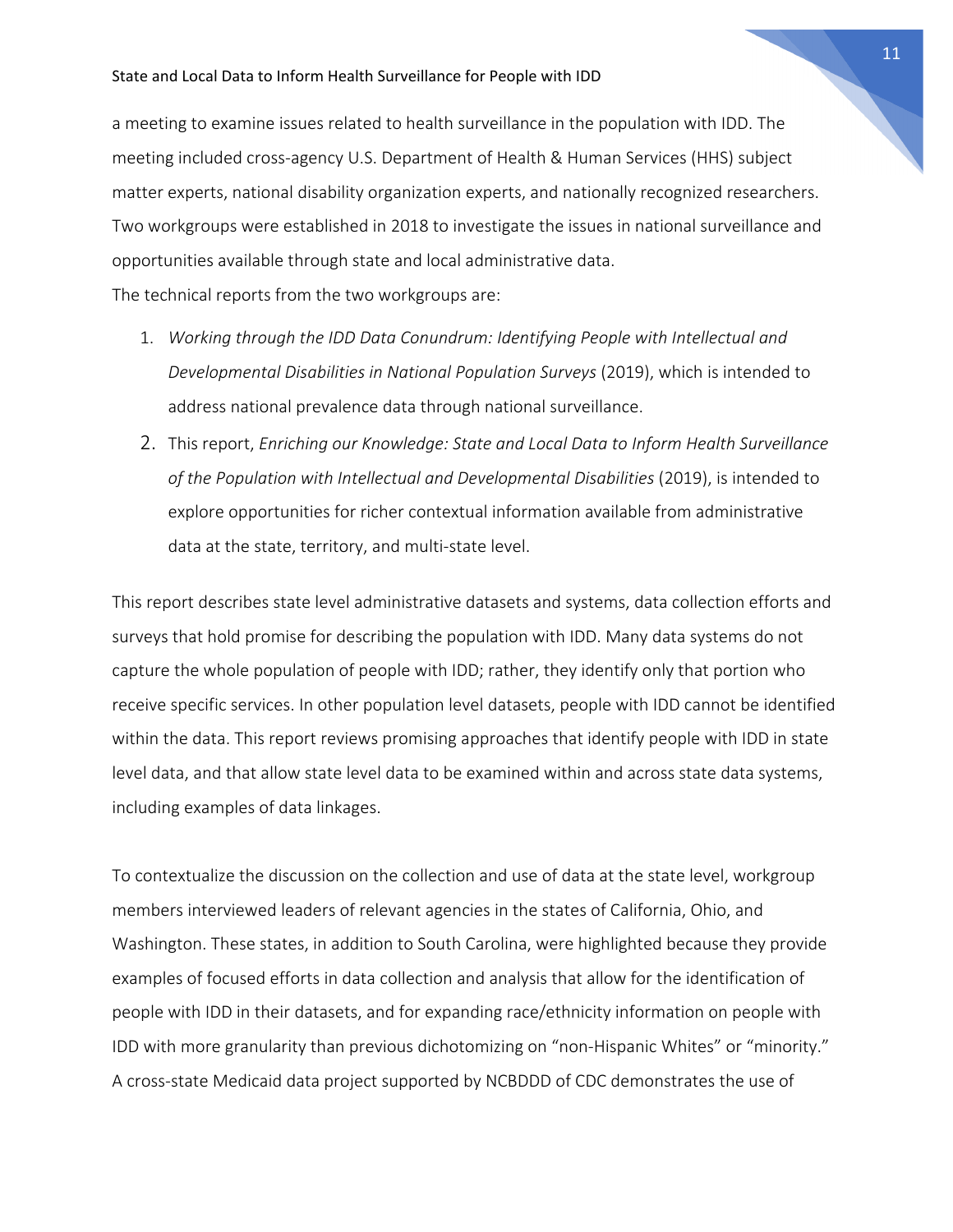a meeting to examine issues related to health surveillance in the population with IDD. The meeting included cross-agency U.S. Department of Health & Human Services (HHS) subject matter experts, national disability organization experts, and nationally recognized researchers. Two workgroups were established in 2018 to investigate the issues in national surveillance and opportunities available through state and local administrative data.

The technical reports from the two workgroups are:

1. *Working through the IDD Data Conundrum: Identifying People with Intellectual and Developmental Disabilities in National Population Surveys* (2019), which is intended to address national prevalence data through national surveillance.
2. This report, *Enriching our Knowledge: State and Local Data to Inform Health Surveillance of the Population with Intellectual and Developmental Disabilities* (2019), is intended to explore opportunities for richer contextual information available from administrative data at the state, territory, and multi-state level.

This report describes state level administrative datasets and systems, data collection efforts and surveys that hold promise for describing the population with IDD. Many data systems do not capture the whole population of people with IDD; rather, they identify only that portion who receive specific services. In other population level datasets, people with IDD cannot be identified within the data. This report reviews promising approaches that identify people with IDD in state level data, and that allow state level data to be examined within and across state data systems, including examples of data linkages.

To contextualize the discussion on the collection and use of data at the state level, workgroup members interviewed leaders of relevant agencies in the states of California, Ohio, and Washington. These states, in addition to South Carolina, were highlighted because they provide examples of focused efforts in data collection and analysis that allow for the identification of people with IDD in their datasets, and for expanding race/ethnicity information on people with IDD with more granularity than previous dichotomizing on "non-Hispanic Whites" or "minority." A cross-state Medicaid data project supported by NCBDDD of CDC demonstrates the use of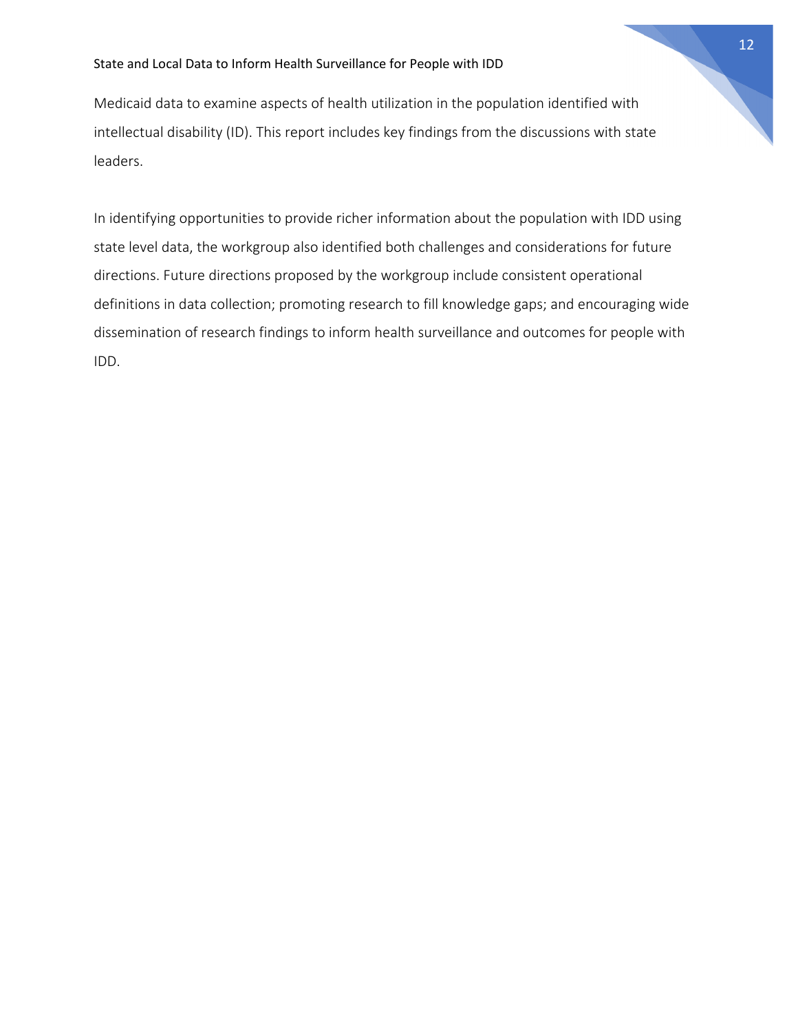Medicaid data to examine aspects of health utilization in the population identified with intellectual disability (ID). This report includes key findings from the discussions with state leaders.

In identifying opportunities to provide richer information about the population with IDD using state level data, the workgroup also identified both challenges and considerations for future directions. Future directions proposed by the workgroup include consistent operational definitions in data collection; promoting research to fill knowledge gaps; and encouraging wide dissemination of research findings to inform health surveillance and outcomes for people with IDD.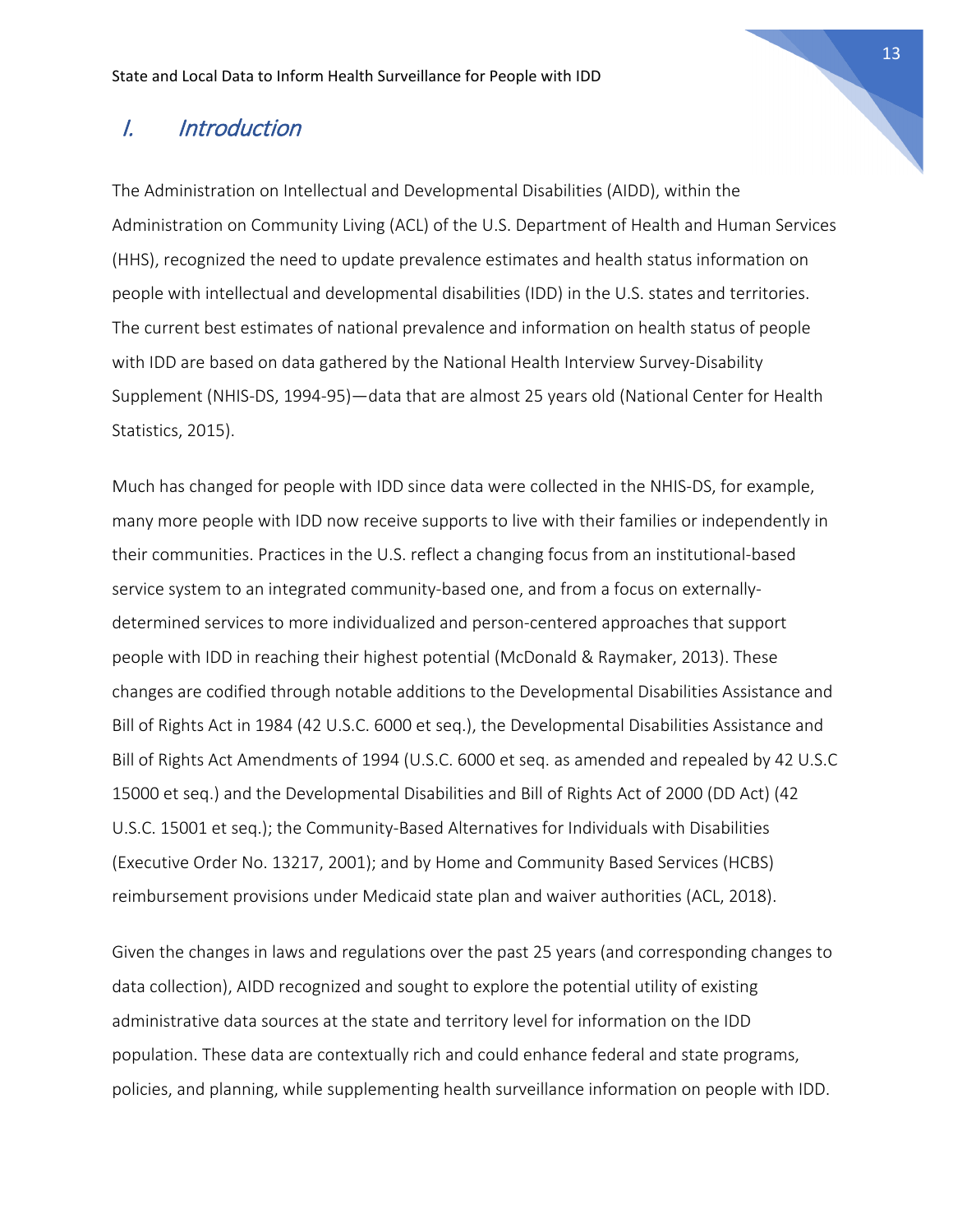# I. Introduction

The Administration on Intellectual and Developmental Disabilities (AIDD), within the Administration on Community Living (ACL) of the U.S. Department of Health and Human Services (HHS), recognized the need to update prevalence estimates and health status information on people with intellectual and developmental disabilities (IDD) in the U.S. states and territories. The current best estimates of national prevalence and information on health status of people with IDD are based on data gathered by the National Health Interview Survey-Disability Supplement (NHIS-DS, 1994-95)—data that are almost 25 years old (National Center for Health Statistics, 2015).

Much has changed for people with IDD since data were collected in the NHIS-DS, for example, many more people with IDD now receive supports to live with their families or independently in their communities. Practices in the U.S. reflect a changing focus from an institutional-based service system to an integrated community-based one, and from a focus on externally-determined services to more individualized and person-centered approaches that support people with IDD in reaching their highest potential (McDonald & Raymaker, 2013). These changes are codified through notable additions to the Developmental Disabilities Assistance and Bill of Rights Act in 1984 (42 U.S.C. 6000 et seq.), the Developmental Disabilities Assistance and Bill of Rights Act Amendments of 1994 (U.S.C. 6000 et seq. as amended and repealed by 42 U.S.C 15000 et seq.) and the Developmental Disabilities and Bill of Rights Act of 2000 (DD Act) (42 U.S.C. 15001 et seq.); the Community-Based Alternatives for Individuals with Disabilities (Executive Order No. 13217, 2001); and by Home and Community Based Services (HCBS) reimbursement provisions under Medicaid state plan and waiver authorities (ACL, 2018).

Given the changes in laws and regulations over the past 25 years (and corresponding changes to data collection), AIDD recognized and sought to explore the potential utility of existing administrative data sources at the state and territory level for information on the IDD population. These data are contextually rich and could enhance federal and state programs, policies, and planning, while supplementing health surveillance information on people with IDD.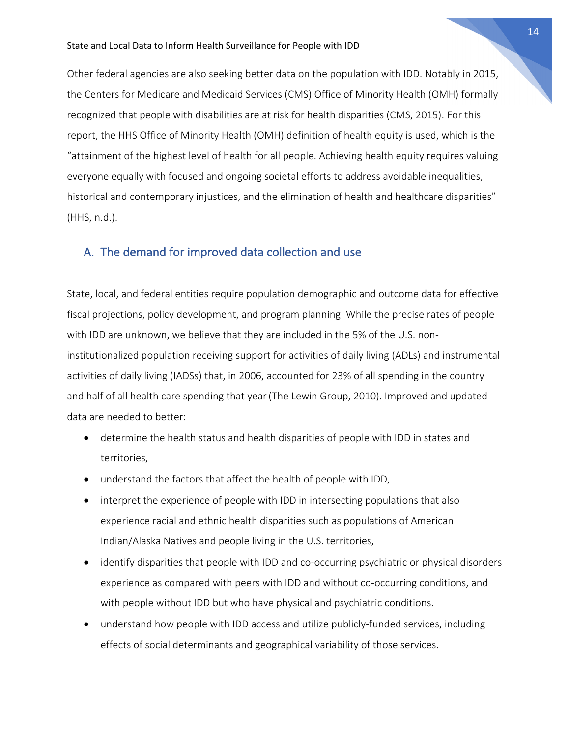Other federal agencies are also seeking better data on the population with IDD. Notably in 2015, the Centers for Medicare and Medicaid Services (CMS) Office of Minority Health (OMH) formally recognized that people with disabilities are at risk for health disparities (CMS, 2015). For this report, the HHS Office of Minority Health (OMH) definition of health equity is used, which is the "attainment of the highest level of health for all people. Achieving health equity requires valuing everyone equally with focused and ongoing societal efforts to address avoidable inequalities, historical and contemporary injustices, and the elimination of health and healthcare disparities" (HHS, n.d.).

## A. The demand for improved data collection and use

State, local, and federal entities require population demographic and outcome data for effective fiscal projections, policy development, and program planning. While the precise rates of people with IDD are unknown, we believe that they are included in the 5% of the U.S. non-institutionalized population receiving support for activities of daily living (ADLs) and instrumental activities of daily living (IADSs) that, in 2006, accounted for 23% of all spending in the country and half of all health care spending that year (The Lewin Group, 2010). Improved and updated data are needed to better:

- determine the health status and health disparities of people with IDD in states and territories,
- understand the factors that affect the health of people with IDD,
- interpret the experience of people with IDD in intersecting populations that also experience racial and ethnic health disparities such as populations of American Indian/Alaska Natives and people living in the U.S. territories,
- identify disparities that people with IDD and co-occurring psychiatric or physical disorders experience as compared with peers with IDD and without co-occurring conditions, and with people without IDD but who have physical and psychiatric conditions.
- understand how people with IDD access and utilize publicly-funded services, including effects of social determinants and geographical variability of those services.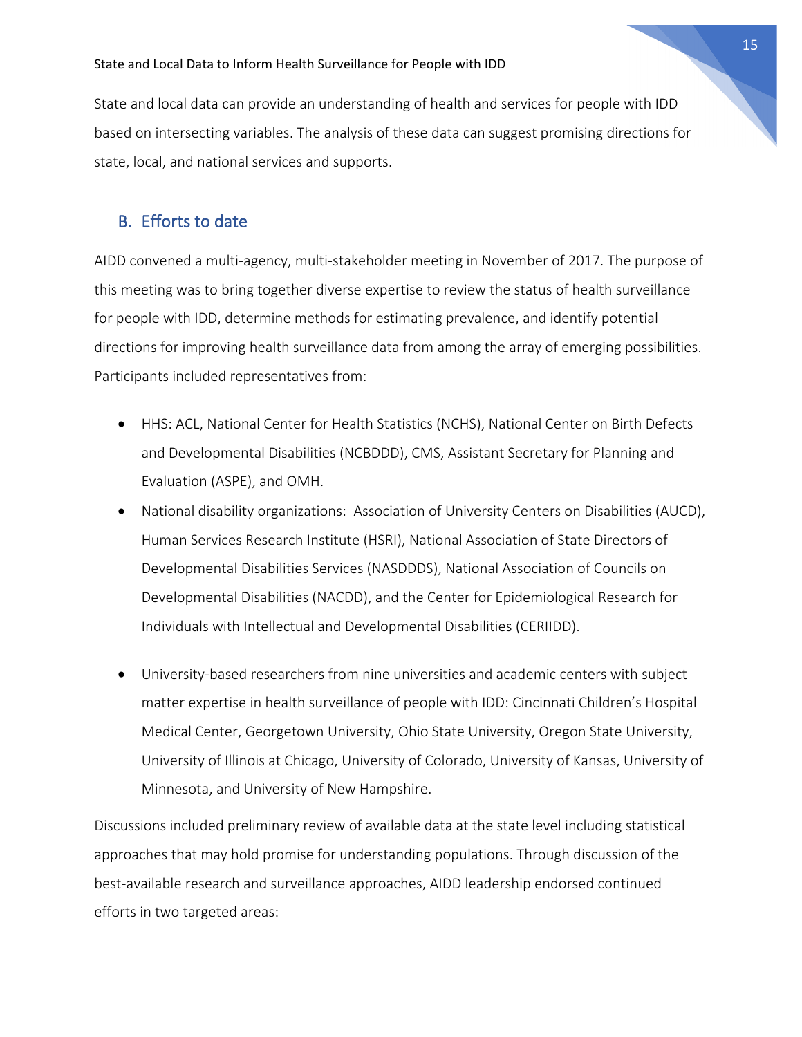State and Local Data to Inform Health Surveillance for People with IDD

State and local data can provide an understanding of health and services for people with IDD based on intersecting variables. The analysis of these data can suggest promising directions for state, local, and national services and supports.

## B. Efforts to date

AIDD convened a multi-agency, multi-stakeholder meeting in November of 2017. The purpose of this meeting was to bring together diverse expertise to review the status of health surveillance for people with IDD, determine methods for estimating prevalence, and identify potential directions for improving health surveillance data from among the array of emerging possibilities. Participants included representatives from:

- HHS: ACL, National Center for Health Statistics (NCHS), National Center on Birth Defects and Developmental Disabilities (NCBDDD), CMS, Assistant Secretary for Planning and Evaluation (ASPE), and OMH.
- National disability organizations: Association of University Centers on Disabilities (AUCD), Human Services Research Institute (HSRI), National Association of State Directors of Developmental Disabilities Services (NASDDDS), National Association of Councils on Developmental Disabilities (NACDD), and the Center for Epidemiological Research for Individuals with Intellectual and Developmental Disabilities (CERIIDD).
- University-based researchers from nine universities and academic centers with subject matter expertise in health surveillance of people with IDD: Cincinnati Children's Hospital Medical Center, Georgetown University, Ohio State University, Oregon State University, University of Illinois at Chicago, University of Colorado, University of Kansas, University of Minnesota, and University of New Hampshire.

Discussions included preliminary review of available data at the state level including statistical approaches that may hold promise for understanding populations. Through discussion of the best-available research and surveillance approaches, AIDD leadership endorsed continued efforts in two targeted areas: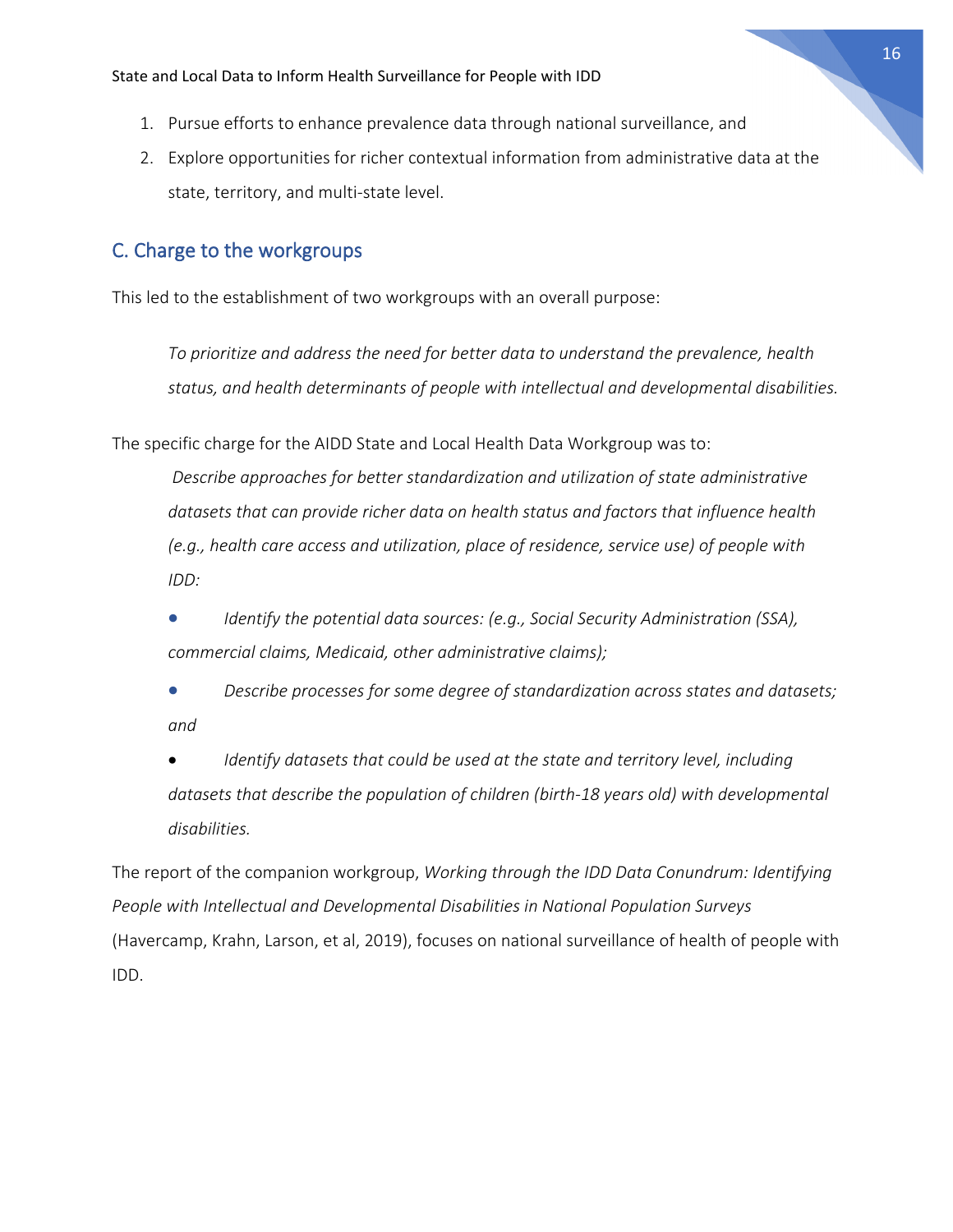1. Pursue efforts to enhance prevalence data through national surveillance, and
2. Explore opportunities for richer contextual information from administrative data at the state, territory, and multi-state level.

## C. Charge to the workgroups

This led to the establishment of two workgroups with an overall purpose:

> *To prioritize and address the need for better data to understand the prevalence, health status, and health determinants of people with intellectual and developmental disabilities.*

The specific charge for the AIDD State and Local Health Data Workgroup was to:

> *Describe approaches for better standardization and utilization of state administrative datasets that can provide richer data on health status and factors that influence health (e.g., health care access and utilization, place of residence, service use) of people with IDD:*
>
> - *Identify the potential data sources: (e.g., Social Security Administration (SSA), commercial claims, Medicaid, other administrative claims);*
> - *Describe processes for some degree of standardization across states and datasets; and*
> - *Identify datasets that could be used at the state and territory level, including datasets that describe the population of children (birth-18 years old) with developmental disabilities.*

The report of the companion workgroup, *Working through the IDD Data Conundrum: Identifying People with Intellectual and Developmental Disabilities in National Population Surveys* (Havercamp, Krahn, Larson, et al, 2019), focuses on national surveillance of health of people with IDD.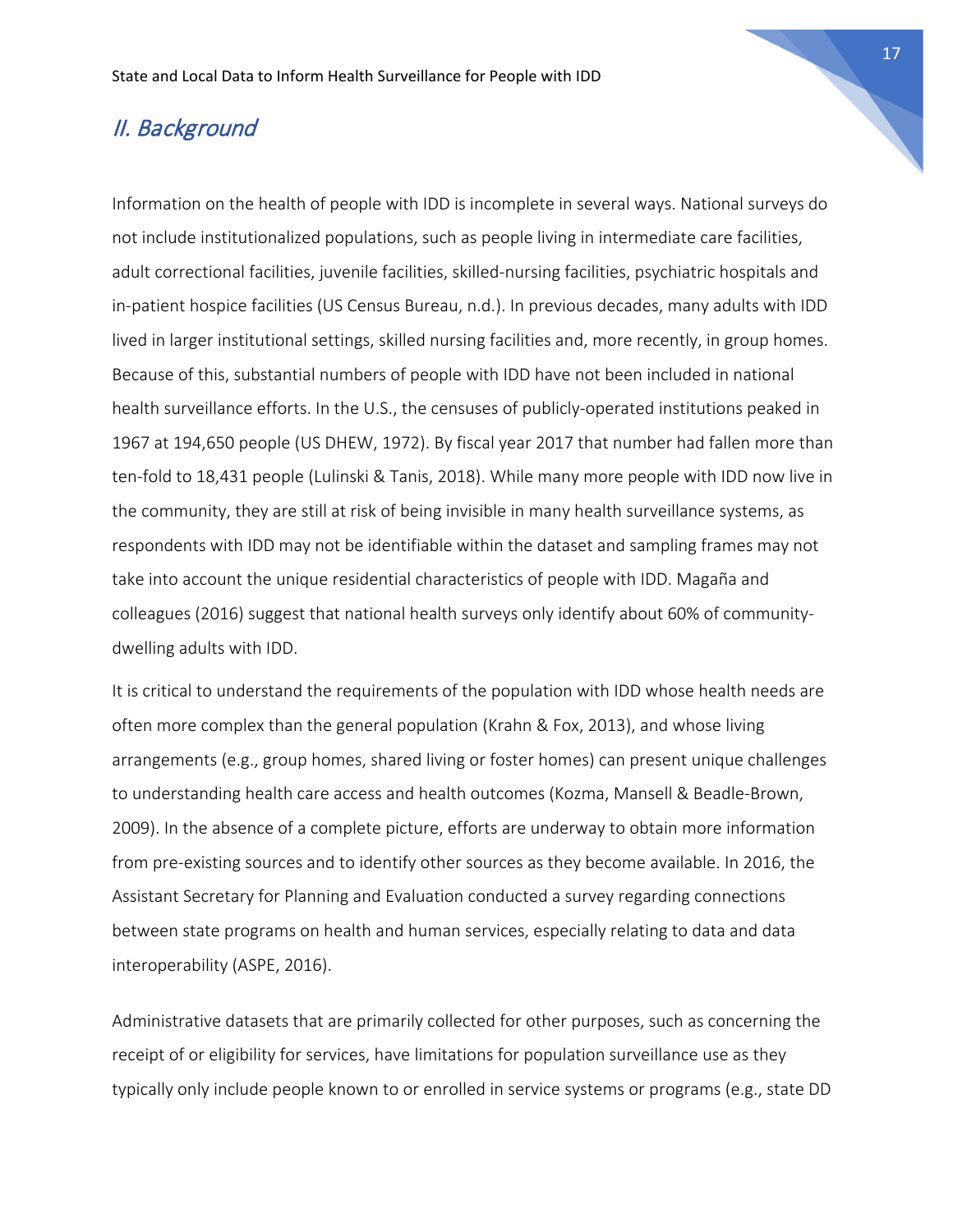## *II. Background*

Information on the health of people with IDD is incomplete in several ways. National surveys do not include institutionalized populations, such as people living in intermediate care facilities, adult correctional facilities, juvenile facilities, skilled-nursing facilities, psychiatric hospitals and in-patient hospice facilities (US Census Bureau, n.d.). In previous decades, many adults with IDD lived in larger institutional settings, skilled nursing facilities and, more recently, in group homes. Because of this, substantial numbers of people with IDD have not been included in national health surveillance efforts. In the U.S., the censuses of publicly-operated institutions peaked in 1967 at 194,650 people (US DHEW, 1972). By fiscal year 2017 that number had fallen more than ten-fold to 18,431 people (Lulinski & Tanis, 2018). While many more people with IDD now live in the community, they are still at risk of being invisible in many health surveillance systems, as respondents with IDD may not be identifiable within the dataset and sampling frames may not take into account the unique residential characteristics of people with IDD. Magaña and colleagues (2016) suggest that national health surveys only identify about 60% of community-dwelling adults with IDD.

It is critical to understand the requirements of the population with IDD whose health needs are often more complex than the general population (Krahn & Fox, 2013), and whose living arrangements (e.g., group homes, shared living or foster homes) can present unique challenges to understanding health care access and health outcomes (Kozma, Mansell & Beadle-Brown, 2009). In the absence of a complete picture, efforts are underway to obtain more information from pre-existing sources and to identify other sources as they become available. In 2016, the Assistant Secretary for Planning and Evaluation conducted a survey regarding connections between state programs on health and human services, especially relating to data and data interoperability (ASPE, 2016).

Administrative datasets that are primarily collected for other purposes, such as concerning the receipt of or eligibility for services, have limitations for population surveillance use as they typically only include people known to or enrolled in service systems or programs (e.g., state DD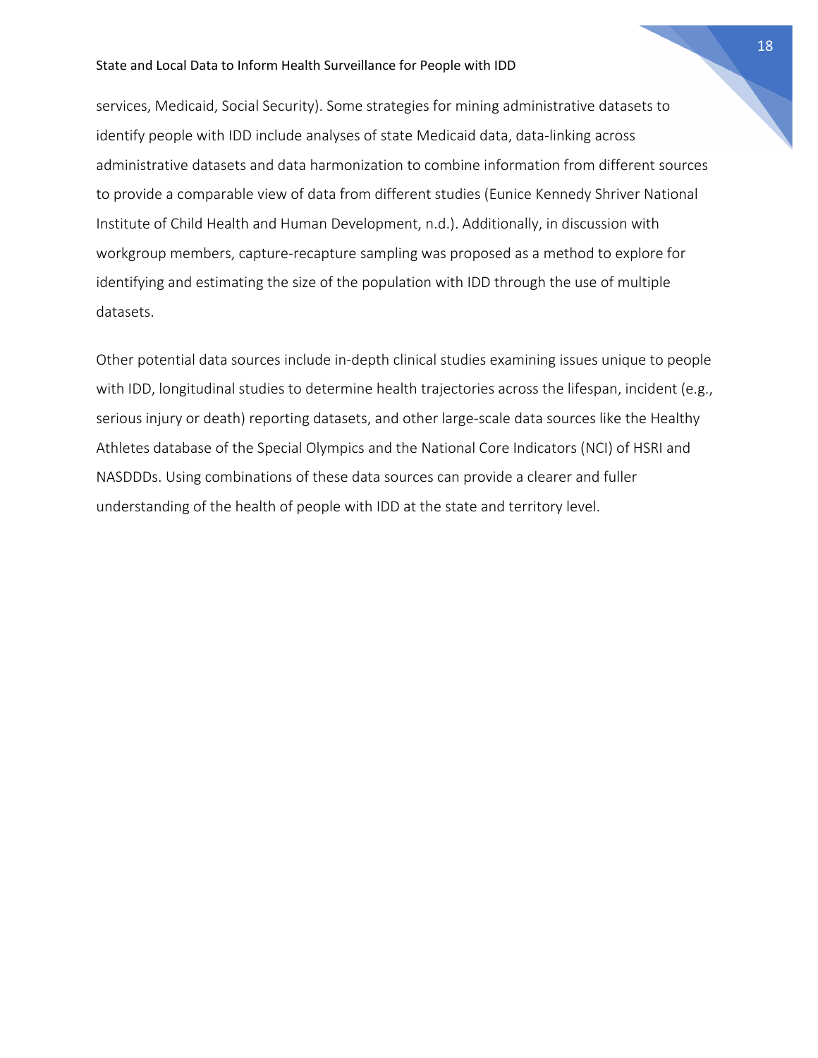services, Medicaid, Social Security). Some strategies for mining administrative datasets to identify people with IDD include analyses of state Medicaid data, data-linking across administrative datasets and data harmonization to combine information from different sources to provide a comparable view of data from different studies (Eunice Kennedy Shriver National Institute of Child Health and Human Development, n.d.). Additionally, in discussion with workgroup members, capture-recapture sampling was proposed as a method to explore for identifying and estimating the size of the population with IDD through the use of multiple datasets.

Other potential data sources include in-depth clinical studies examining issues unique to people with IDD, longitudinal studies to determine health trajectories across the lifespan, incident (e.g., serious injury or death) reporting datasets, and other large-scale data sources like the Healthy Athletes database of the Special Olympics and the National Core Indicators (NCI) of HSRI and NASDDDs. Using combinations of these data sources can provide a clearer and fuller understanding of the health of people with IDD at the state and territory level.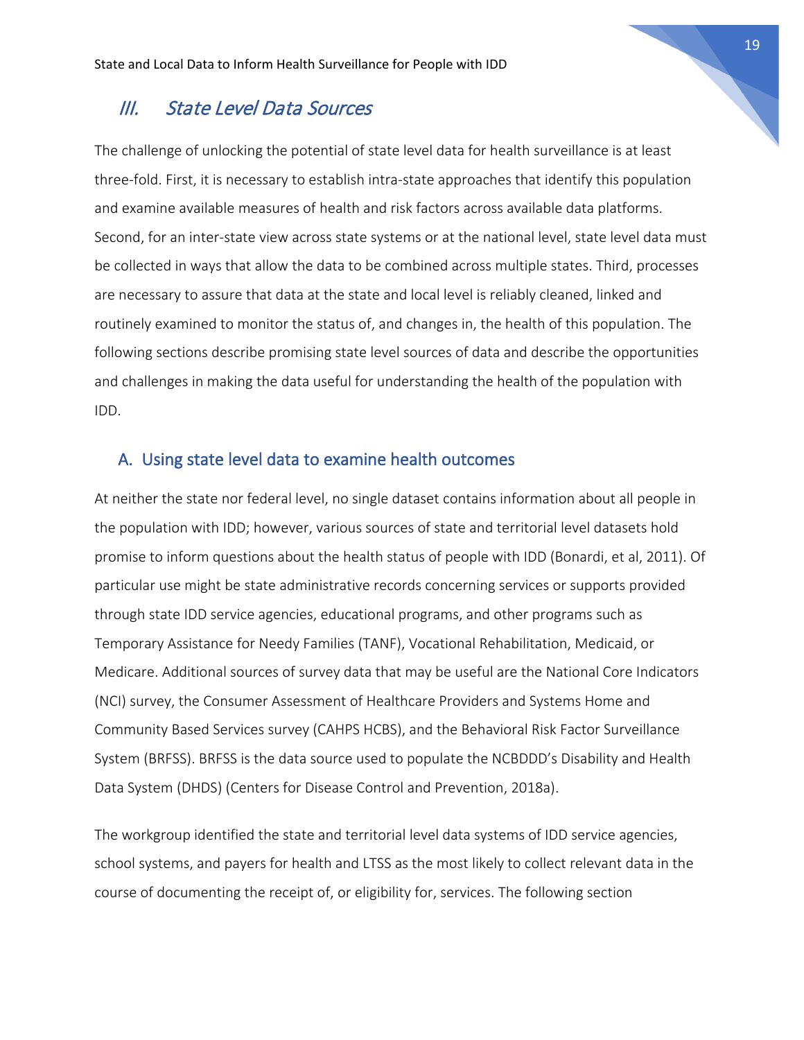## III. State Level Data Sources

The challenge of unlocking the potential of state level data for health surveillance is at least three-fold. First, it is necessary to establish intra-state approaches that identify this population and examine available measures of health and risk factors across available data platforms. Second, for an inter-state view across state systems or at the national level, state level data must be collected in ways that allow the data to be combined across multiple states. Third, processes are necessary to assure that data at the state and local level is reliably cleaned, linked and routinely examined to monitor the status of, and changes in, the health of this population. The following sections describe promising state level sources of data and describe the opportunities and challenges in making the data useful for understanding the health of the population with IDD.

### A. Using state level data to examine health outcomes

At neither the state nor federal level, no single dataset contains information about all people in the population with IDD; however, various sources of state and territorial level datasets hold promise to inform questions about the health status of people with IDD (Bonardi, et al, 2011). Of particular use might be state administrative records concerning services or supports provided through state IDD service agencies, educational programs, and other programs such as Temporary Assistance for Needy Families (TANF), Vocational Rehabilitation, Medicaid, or Medicare. Additional sources of survey data that may be useful are the National Core Indicators (NCI) survey, the Consumer Assessment of Healthcare Providers and Systems Home and Community Based Services survey (CAHPS HCBS), and the Behavioral Risk Factor Surveillance System (BRFSS). BRFSS is the data source used to populate the NCBDDD's Disability and Health Data System (DHDS) (Centers for Disease Control and Prevention, 2018a).

The workgroup identified the state and territorial level data systems of IDD service agencies, school systems, and payers for health and LTSS as the most likely to collect relevant data in the course of documenting the receipt of, or eligibility for, services. The following section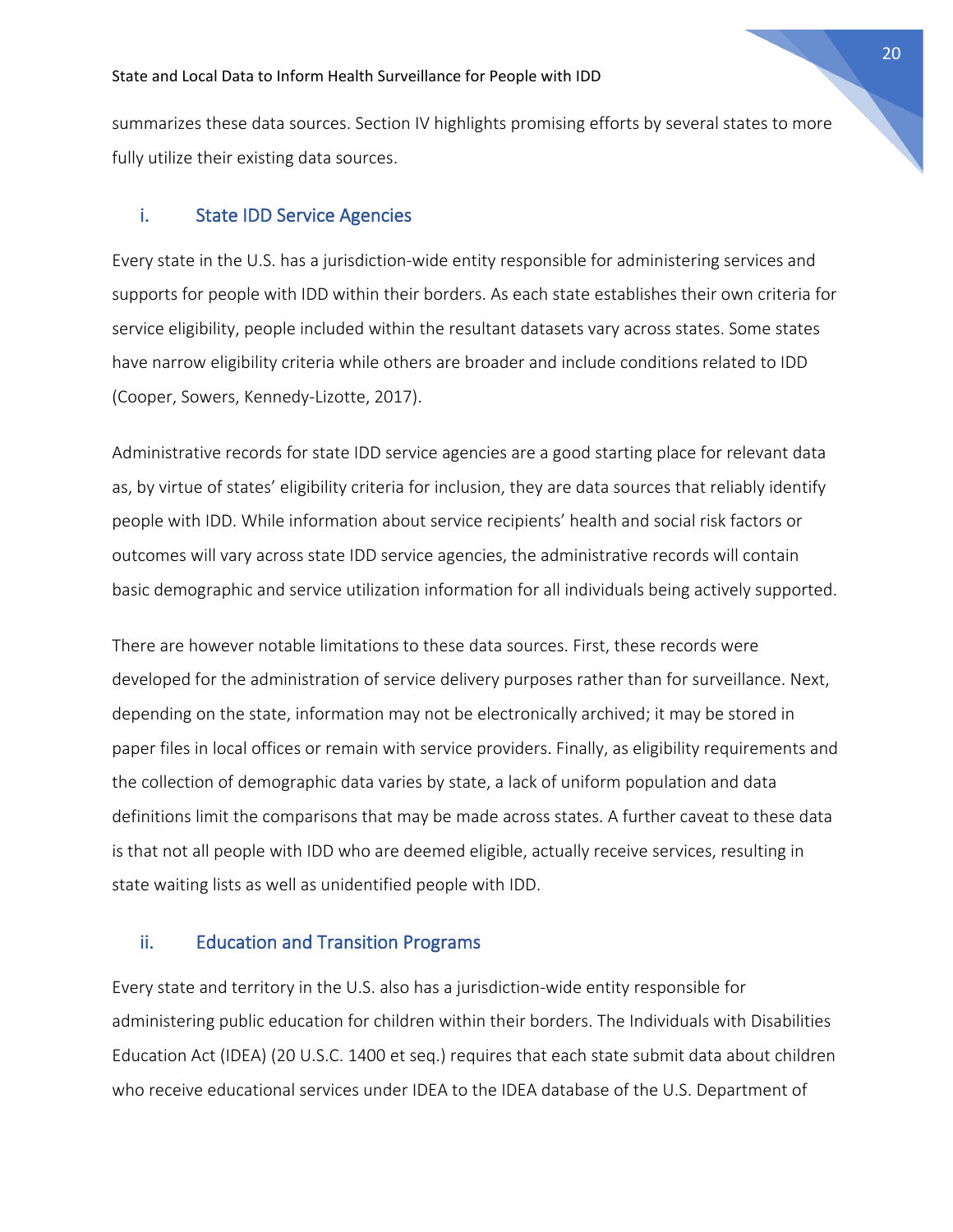summarizes these data sources. Section IV highlights promising efforts by several states to more fully utilize their existing data sources.

### i. State IDD Service Agencies

Every state in the U.S. has a jurisdiction-wide entity responsible for administering services and supports for people with IDD within their borders. As each state establishes their own criteria for service eligibility, people included within the resultant datasets vary across states. Some states have narrow eligibility criteria while others are broader and include conditions related to IDD (Cooper, Sowers, Kennedy-Lizotte, 2017).

Administrative records for state IDD service agencies are a good starting place for relevant data as, by virtue of states' eligibility criteria for inclusion, they are data sources that reliably identify people with IDD. While information about service recipients' health and social risk factors or outcomes will vary across state IDD service agencies, the administrative records will contain basic demographic and service utilization information for all individuals being actively supported.

There are however notable limitations to these data sources. First, these records were developed for the administration of service delivery purposes rather than for surveillance. Next, depending on the state, information may not be electronically archived; it may be stored in paper files in local offices or remain with service providers. Finally, as eligibility requirements and the collection of demographic data varies by state, a lack of uniform population and data definitions limit the comparisons that may be made across states. A further caveat to these data is that not all people with IDD who are deemed eligible, actually receive services, resulting in state waiting lists as well as unidentified people with IDD.

### ii. Education and Transition Programs

Every state and territory in the U.S. also has a jurisdiction-wide entity responsible for administering public education for children within their borders. The Individuals with Disabilities Education Act (IDEA) (20 U.S.C. 1400 et seq.) requires that each state submit data about children who receive educational services under IDEA to the IDEA database of the U.S. Department of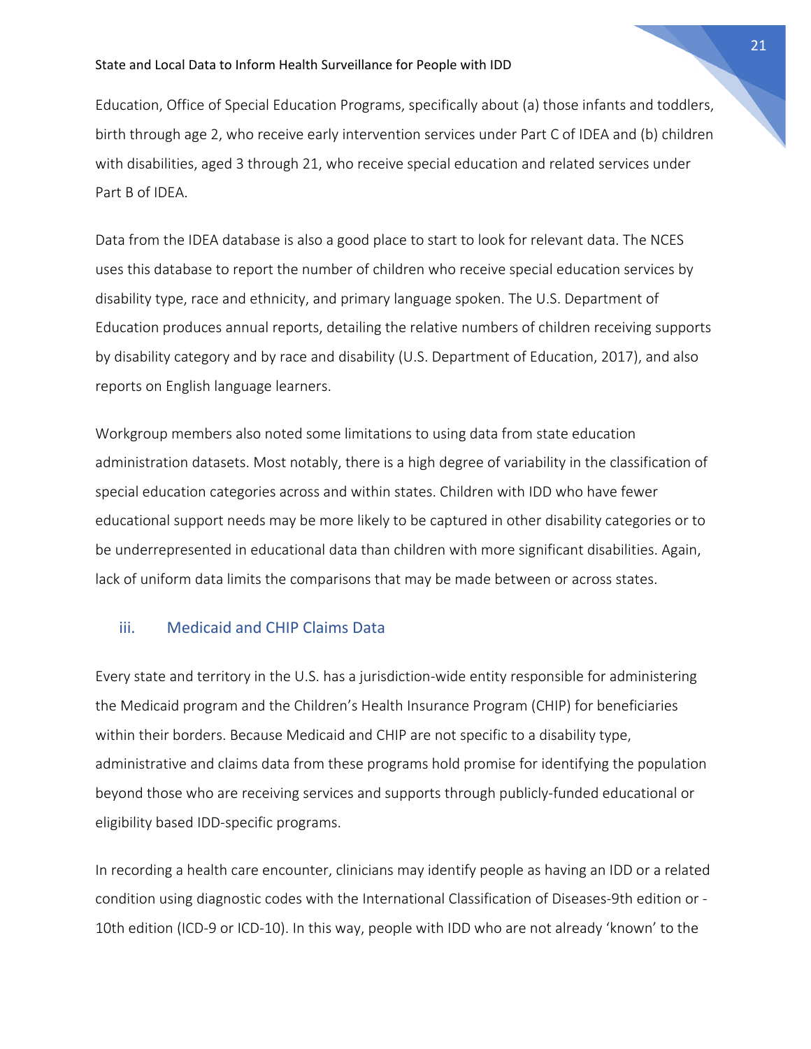Education, Office of Special Education Programs, specifically about (a) those infants and toddlers, birth through age 2, who receive early intervention services under Part C of IDEA and (b) children with disabilities, aged 3 through 21, who receive special education and related services under Part B of IDEA.

Data from the IDEA database is also a good place to start to look for relevant data. The NCES uses this database to report the number of children who receive special education services by disability type, race and ethnicity, and primary language spoken. The U.S. Department of Education produces annual reports, detailing the relative numbers of children receiving supports by disability category and by race and disability (U.S. Department of Education, 2017), and also reports on English language learners.

Workgroup members also noted some limitations to using data from state education administration datasets. Most notably, there is a high degree of variability in the classification of special education categories across and within states. Children with IDD who have fewer educational support needs may be more likely to be captured in other disability categories or to be underrepresented in educational data than children with more significant disabilities. Again, lack of uniform data limits the comparisons that may be made between or across states.

### iii. Medicaid and CHIP Claims Data

Every state and territory in the U.S. has a jurisdiction-wide entity responsible for administering the Medicaid program and the Children's Health Insurance Program (CHIP) for beneficiaries within their borders. Because Medicaid and CHIP are not specific to a disability type, administrative and claims data from these programs hold promise for identifying the population beyond those who are receiving services and supports through publicly-funded educational or eligibility based IDD-specific programs.

In recording a health care encounter, clinicians may identify people as having an IDD or a related condition using diagnostic codes with the International Classification of Diseases-9th edition or -10th edition (ICD-9 or ICD-10). In this way, people with IDD who are not already 'known' to the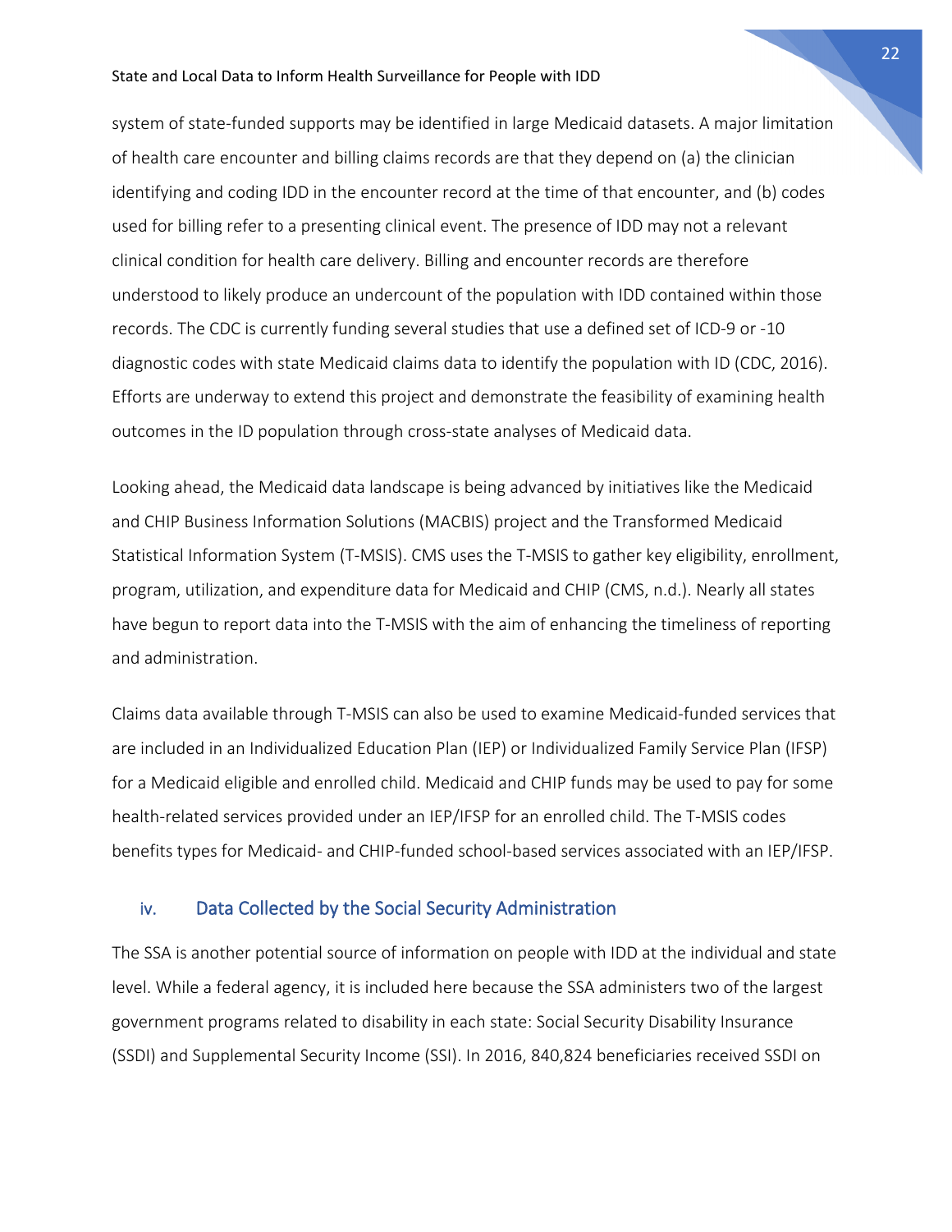system of state-funded supports may be identified in large Medicaid datasets. A major limitation of health care encounter and billing claims records are that they depend on (a) the clinician identifying and coding IDD in the encounter record at the time of that encounter, and (b) codes used for billing refer to a presenting clinical event. The presence of IDD may not a relevant clinical condition for health care delivery. Billing and encounter records are therefore understood to likely produce an undercount of the population with IDD contained within those records. The CDC is currently funding several studies that use a defined set of ICD-9 or -10 diagnostic codes with state Medicaid claims data to identify the population with ID (CDC, 2016). Efforts are underway to extend this project and demonstrate the feasibility of examining health outcomes in the ID population through cross-state analyses of Medicaid data.

Looking ahead, the Medicaid data landscape is being advanced by initiatives like the Medicaid and CHIP Business Information Solutions (MACBIS) project and the Transformed Medicaid Statistical Information System (T-MSIS). CMS uses the T-MSIS to gather key eligibility, enrollment, program, utilization, and expenditure data for Medicaid and CHIP (CMS, n.d.). Nearly all states have begun to report data into the T-MSIS with the aim of enhancing the timeliness of reporting and administration.

Claims data available through T-MSIS can also be used to examine Medicaid-funded services that are included in an Individualized Education Plan (IEP) or Individualized Family Service Plan (IFSP) for a Medicaid eligible and enrolled child. Medicaid and CHIP funds may be used to pay for some health-related services provided under an IEP/IFSP for an enrolled child. The T-MSIS codes benefits types for Medicaid- and CHIP-funded school-based services associated with an IEP/IFSP.

### iv. Data Collected by the Social Security Administration

The SSA is another potential source of information on people with IDD at the individual and state level. While a federal agency, it is included here because the SSA administers two of the largest government programs related to disability in each state: Social Security Disability Insurance (SSDI) and Supplemental Security Income (SSI). In 2016, 840,824 beneficiaries received SSDI on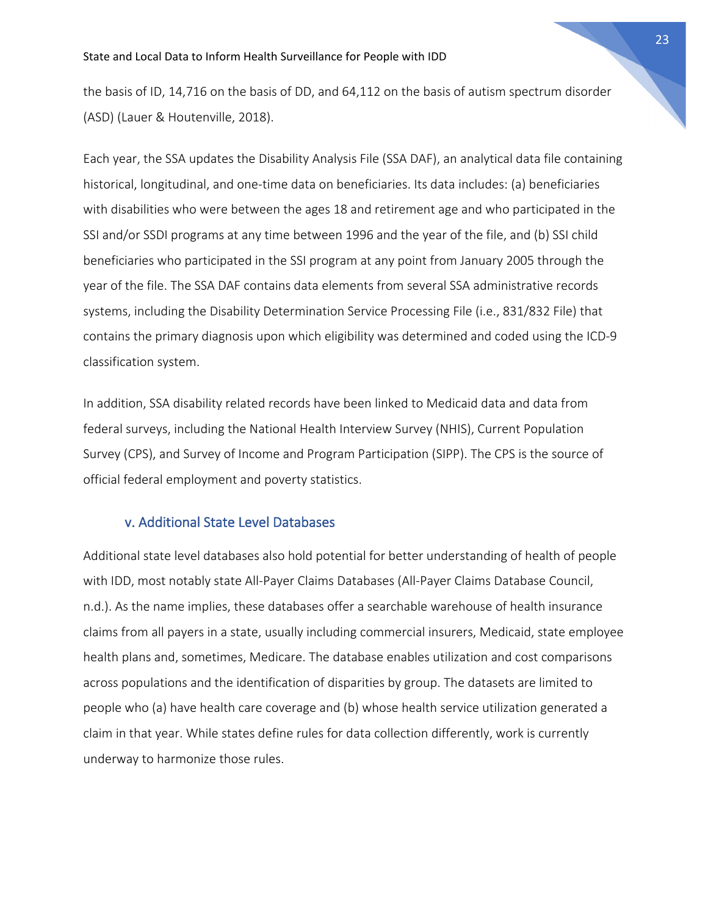the basis of ID, 14,716 on the basis of DD, and 64,112 on the basis of autism spectrum disorder (ASD) (Lauer & Houtenville, 2018).

Each year, the SSA updates the Disability Analysis File (SSA DAF), an analytical data file containing historical, longitudinal, and one-time data on beneficiaries. Its data includes: (a) beneficiaries with disabilities who were between the ages 18 and retirement age and who participated in the SSI and/or SSDI programs at any time between 1996 and the year of the file, and (b) SSI child beneficiaries who participated in the SSI program at any point from January 2005 through the year of the file. The SSA DAF contains data elements from several SSA administrative records systems, including the Disability Determination Service Processing File (i.e., 831/832 File) that contains the primary diagnosis upon which eligibility was determined and coded using the ICD-9 classification system.

In addition, SSA disability related records have been linked to Medicaid data and data from federal surveys, including the National Health Interview Survey (NHIS), Current Population Survey (CPS), and Survey of Income and Program Participation (SIPP). The CPS is the source of official federal employment and poverty statistics.

### v. Additional State Level Databases

Additional state level databases also hold potential for better understanding of health of people with IDD, most notably state All-Payer Claims Databases (All-Payer Claims Database Council, n.d.). As the name implies, these databases offer a searchable warehouse of health insurance claims from all payers in a state, usually including commercial insurers, Medicaid, state employee health plans and, sometimes, Medicare. The database enables utilization and cost comparisons across populations and the identification of disparities by group. The datasets are limited to people who (a) have health care coverage and (b) whose health service utilization generated a claim in that year. While states define rules for data collection differently, work is currently underway to harmonize those rules.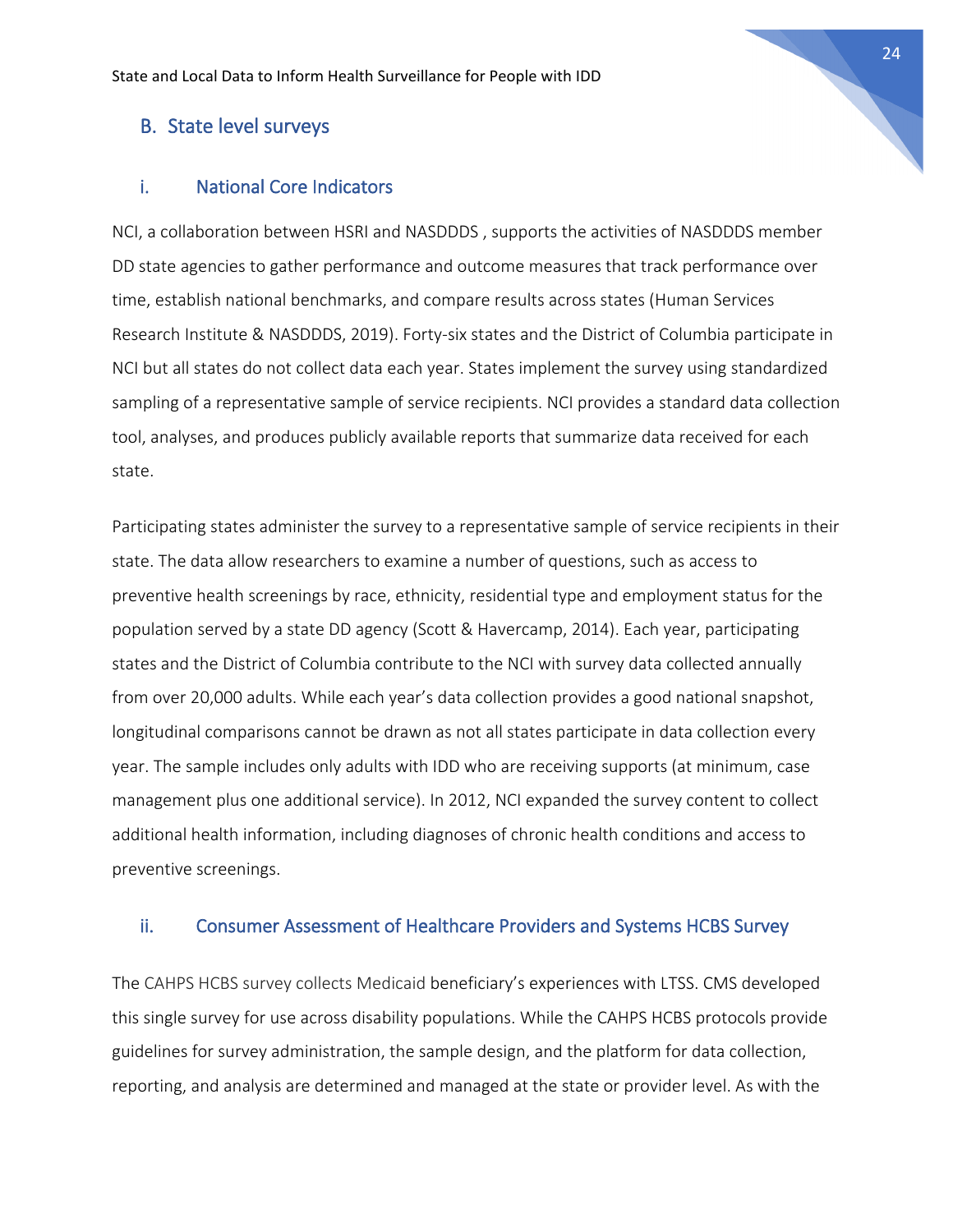## B. State level surveys

### i. National Core Indicators

NCI, a collaboration between HSRI and NASDDDS , supports the activities of NASDDDS member DD state agencies to gather performance and outcome measures that track performance over time, establish national benchmarks, and compare results across states (Human Services Research Institute & NASDDDS, 2019). Forty-six states and the District of Columbia participate in NCI but all states do not collect data each year. States implement the survey using standardized sampling of a representative sample of service recipients. NCI provides a standard data collection tool, analyses, and produces publicly available reports that summarize data received for each state.

Participating states administer the survey to a representative sample of service recipients in their state. The data allow researchers to examine a number of questions, such as access to preventive health screenings by race, ethnicity, residential type and employment status for the population served by a state DD agency (Scott & Havercamp, 2014). Each year, participating states and the District of Columbia contribute to the NCI with survey data collected annually from over 20,000 adults. While each year's data collection provides a good national snapshot, longitudinal comparisons cannot be drawn as not all states participate in data collection every year. The sample includes only adults with IDD who are receiving supports (at minimum, case management plus one additional service). In 2012, NCI expanded the survey content to collect additional health information, including diagnoses of chronic health conditions and access to preventive screenings.

### ii. Consumer Assessment of Healthcare Providers and Systems HCBS Survey

The CAHPS HCBS survey collects Medicaid beneficiary's experiences with LTSS. CMS developed this single survey for use across disability populations. While the CAHPS HCBS protocols provide guidelines for survey administration, the sample design, and the platform for data collection, reporting, and analysis are determined and managed at the state or provider level. As with the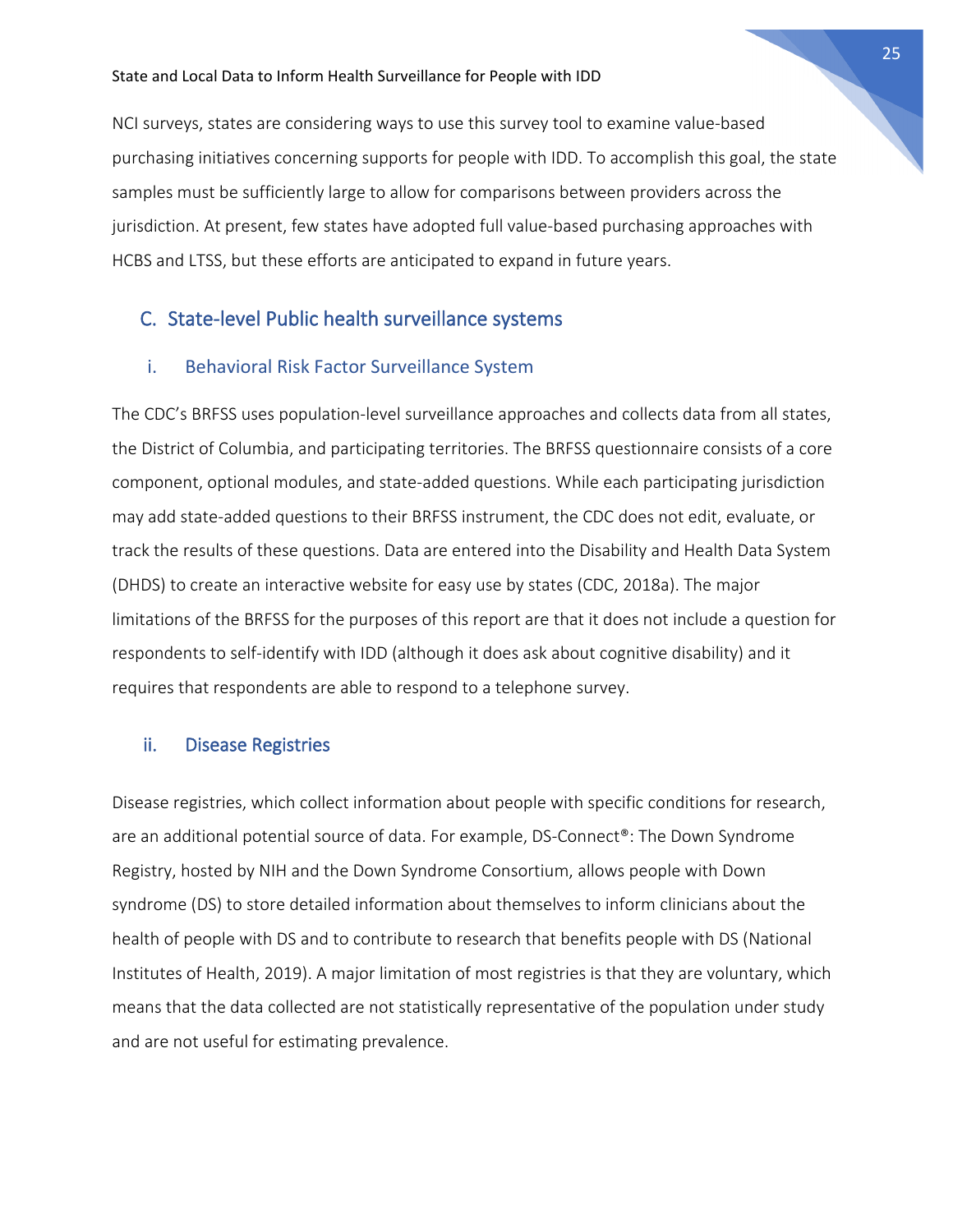NCI surveys, states are considering ways to use this survey tool to examine value-based purchasing initiatives concerning supports for people with IDD. To accomplish this goal, the state samples must be sufficiently large to allow for comparisons between providers across the jurisdiction. At present, few states have adopted full value-based purchasing approaches with HCBS and LTSS, but these efforts are anticipated to expand in future years.

## C. State-level Public health surveillance systems

### i. Behavioral Risk Factor Surveillance System

The CDC's BRFSS uses population-level surveillance approaches and collects data from all states, the District of Columbia, and participating territories. The BRFSS questionnaire consists of a core component, optional modules, and state-added questions. While each participating jurisdiction may add state-added questions to their BRFSS instrument, the CDC does not edit, evaluate, or track the results of these questions. Data are entered into the Disability and Health Data System (DHDS) to create an interactive website for easy use by states (CDC, 2018a). The major limitations of the BRFSS for the purposes of this report are that it does not include a question for respondents to self-identify with IDD (although it does ask about cognitive disability) and it requires that respondents are able to respond to a telephone survey.

### ii. Disease Registries

Disease registries, which collect information about people with specific conditions for research, are an additional potential source of data. For example, DS-Connect®: The Down Syndrome Registry, hosted by NIH and the Down Syndrome Consortium, allows people with Down syndrome (DS) to store detailed information about themselves to inform clinicians about the health of people with DS and to contribute to research that benefits people with DS (National Institutes of Health, 2019). A major limitation of most registries is that they are voluntary, which means that the data collected are not statistically representative of the population under study and are not useful for estimating prevalence.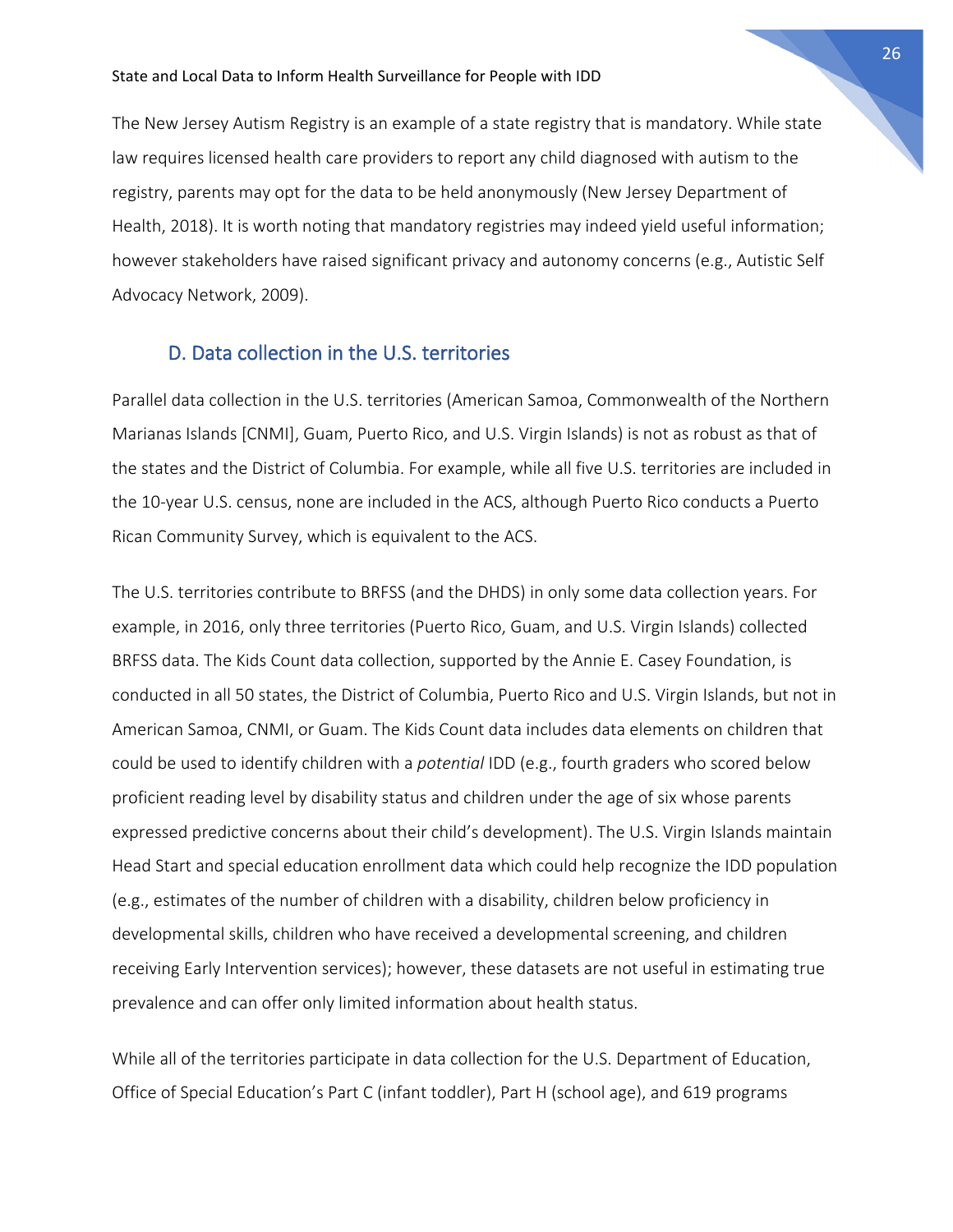The New Jersey Autism Registry is an example of a state registry that is mandatory. While state law requires licensed health care providers to report any child diagnosed with autism to the registry, parents may opt for the data to be held anonymously (New Jersey Department of Health, 2018). It is worth noting that mandatory registries may indeed yield useful information; however stakeholders have raised significant privacy and autonomy concerns (e.g., Autistic Self Advocacy Network, 2009).

### D. Data collection in the U.S. territories

Parallel data collection in the U.S. territories (American Samoa, Commonwealth of the Northern Marianas Islands [CNMI], Guam, Puerto Rico, and U.S. Virgin Islands) is not as robust as that of the states and the District of Columbia. For example, while all five U.S. territories are included in the 10-year U.S. census, none are included in the ACS, although Puerto Rico conducts a Puerto Rican Community Survey, which is equivalent to the ACS.

The U.S. territories contribute to BRFSS (and the DHDS) in only some data collection years. For example, in 2016, only three territories (Puerto Rico, Guam, and U.S. Virgin Islands) collected BRFSS data. The Kids Count data collection, supported by the Annie E. Casey Foundation, is conducted in all 50 states, the District of Columbia, Puerto Rico and U.S. Virgin Islands, but not in American Samoa, CNMI, or Guam. The Kids Count data includes data elements on children that could be used to identify children with a *potential* IDD (e.g., fourth graders who scored below proficient reading level by disability status and children under the age of six whose parents expressed predictive concerns about their child's development). The U.S. Virgin Islands maintain Head Start and special education enrollment data which could help recognize the IDD population (e.g., estimates of the number of children with a disability, children below proficiency in developmental skills, children who have received a developmental screening, and children receiving Early Intervention services); however, these datasets are not useful in estimating true prevalence and can offer only limited information about health status.

While all of the territories participate in data collection for the U.S. Department of Education, Office of Special Education's Part C (infant toddler), Part H (school age), and 619 programs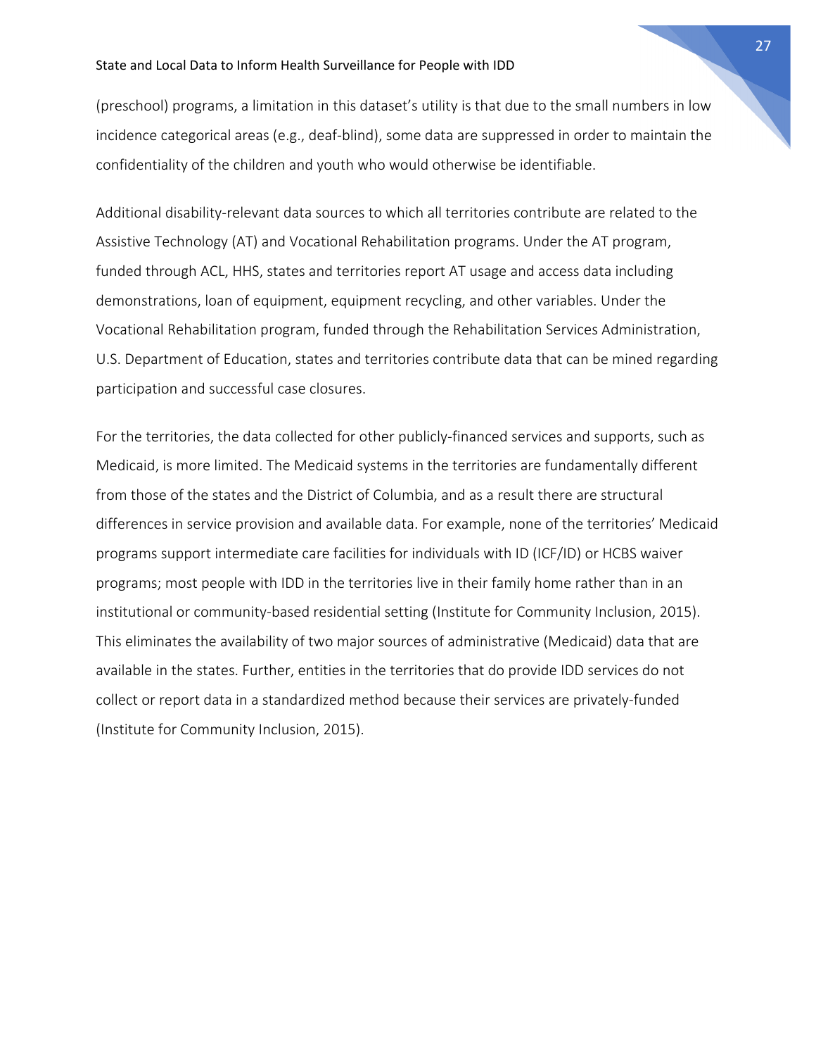(preschool) programs, a limitation in this dataset's utility is that due to the small numbers in low incidence categorical areas (e.g., deaf-blind), some data are suppressed in order to maintain the confidentiality of the children and youth who would otherwise be identifiable.

Additional disability-relevant data sources to which all territories contribute are related to the Assistive Technology (AT) and Vocational Rehabilitation programs. Under the AT program, funded through ACL, HHS, states and territories report AT usage and access data including demonstrations, loan of equipment, equipment recycling, and other variables. Under the Vocational Rehabilitation program, funded through the Rehabilitation Services Administration, U.S. Department of Education, states and territories contribute data that can be mined regarding participation and successful case closures.

For the territories, the data collected for other publicly-financed services and supports, such as Medicaid, is more limited. The Medicaid systems in the territories are fundamentally different from those of the states and the District of Columbia, and as a result there are structural differences in service provision and available data. For example, none of the territories' Medicaid programs support intermediate care facilities for individuals with ID (ICF/ID) or HCBS waiver programs; most people with IDD in the territories live in their family home rather than in an institutional or community-based residential setting (Institute for Community Inclusion, 2015). This eliminates the availability of two major sources of administrative (Medicaid) data that are available in the states. Further, entities in the territories that do provide IDD services do not collect or report data in a standardized method because their services are privately-funded (Institute for Community Inclusion, 2015).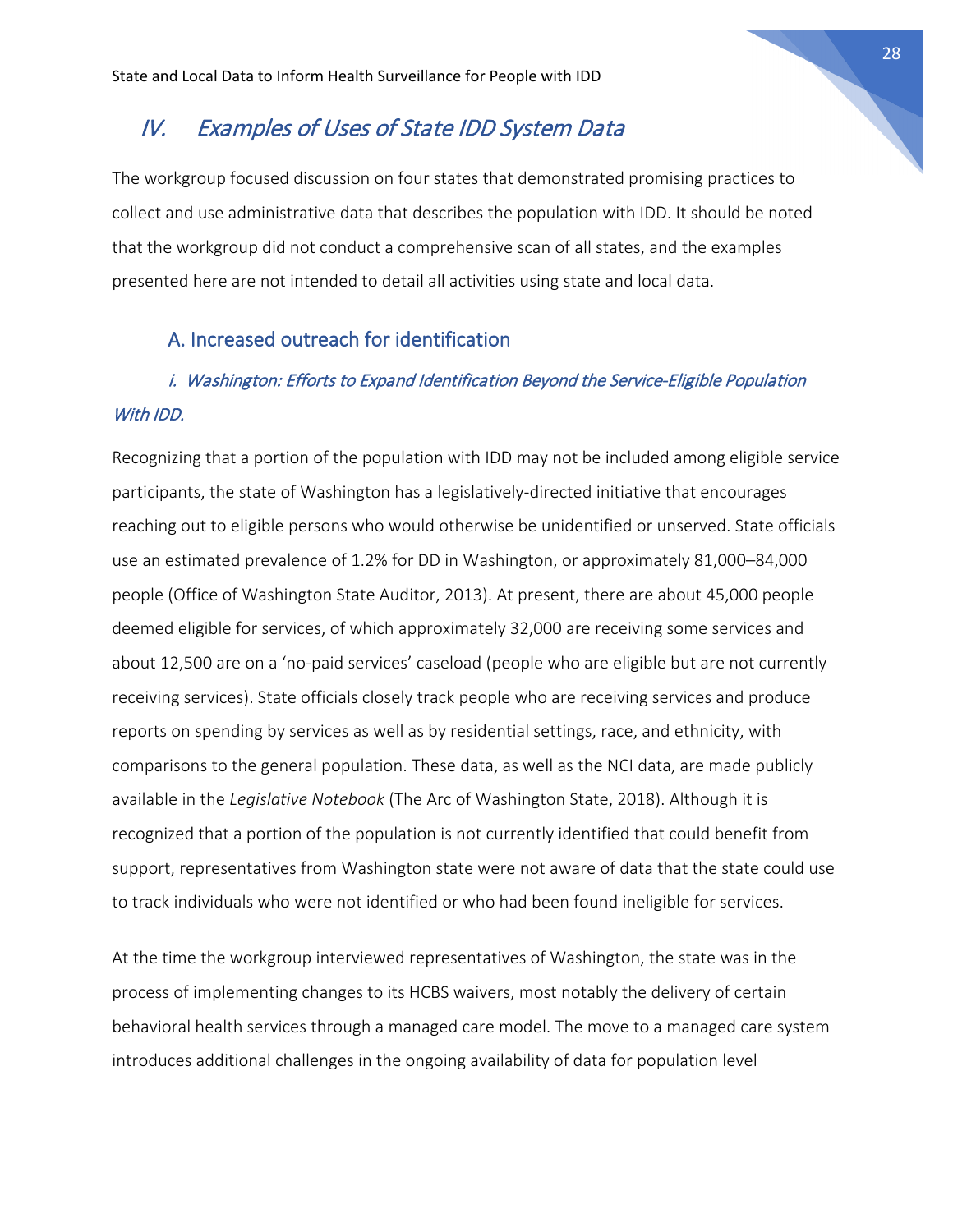## *IV. Examples of Uses of State IDD System Data*

The workgroup focused discussion on four states that demonstrated promising practices to collect and use administrative data that describes the population with IDD. It should be noted that the workgroup did not conduct a comprehensive scan of all states, and the examples presented here are not intended to detail all activities using state and local data.

### A. Increased outreach for identification

#### *i. Washington: Efforts to Expand Identification Beyond the Service-Eligible Population With IDD.*

Recognizing that a portion of the population with IDD may not be included among eligible service participants, the state of Washington has a legislatively-directed initiative that encourages reaching out to eligible persons who would otherwise be unidentified or unserved. State officials use an estimated prevalence of 1.2% for DD in Washington, or approximately 81,000–84,000 people (Office of Washington State Auditor, 2013). At present, there are about 45,000 people deemed eligible for services, of which approximately 32,000 are receiving some services and about 12,500 are on a 'no-paid services' caseload (people who are eligible but are not currently receiving services). State officials closely track people who are receiving services and produce reports on spending by services as well as by residential settings, race, and ethnicity, with comparisons to the general population. These data, as well as the NCI data, are made publicly available in the *Legislative Notebook* (The Arc of Washington State, 2018). Although it is recognized that a portion of the population is not currently identified that could benefit from support, representatives from Washington state were not aware of data that the state could use to track individuals who were not identified or who had been found ineligible for services.

At the time the workgroup interviewed representatives of Washington, the state was in the process of implementing changes to its HCBS waivers, most notably the delivery of certain behavioral health services through a managed care model. The move to a managed care system introduces additional challenges in the ongoing availability of data for population level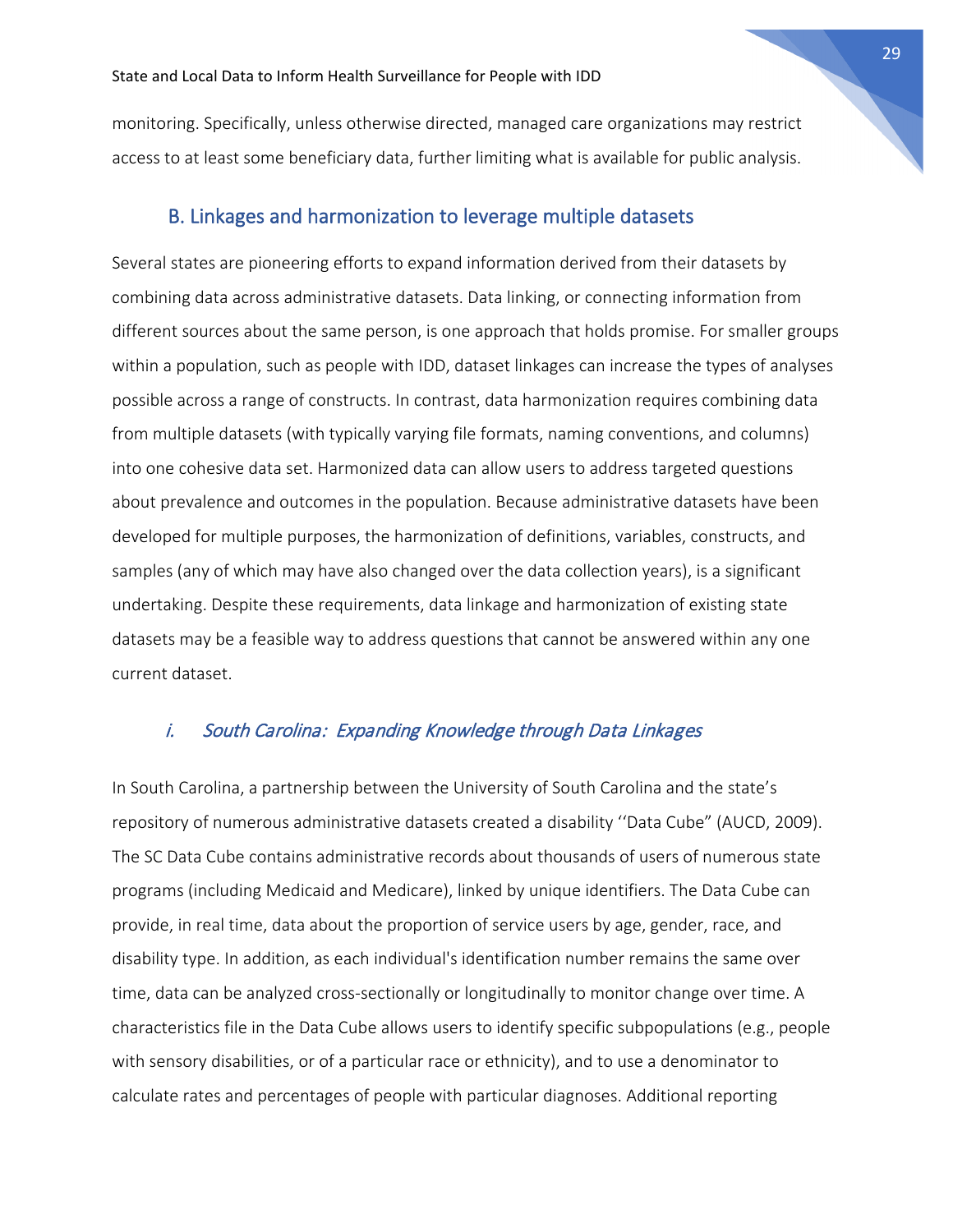monitoring. Specifically, unless otherwise directed, managed care organizations may restrict access to at least some beneficiary data, further limiting what is available for public analysis.

## B. Linkages and harmonization to leverage multiple datasets

Several states are pioneering efforts to expand information derived from their datasets by combining data across administrative datasets. Data linking, or connecting information from different sources about the same person, is one approach that holds promise. For smaller groups within a population, such as people with IDD, dataset linkages can increase the types of analyses possible across a range of constructs. In contrast, data harmonization requires combining data from multiple datasets (with typically varying file formats, naming conventions, and columns) into one cohesive data set. Harmonized data can allow users to address targeted questions about prevalence and outcomes in the population. Because administrative datasets have been developed for multiple purposes, the harmonization of definitions, variables, constructs, and samples (any of which may have also changed over the data collection years), is a significant undertaking. Despite these requirements, data linkage and harmonization of existing state datasets may be a feasible way to address questions that cannot be answered within any one current dataset.

### *i. South Carolina: Expanding Knowledge through Data Linkages*

In South Carolina, a partnership between the University of South Carolina and the state's repository of numerous administrative datasets created a disability ''Data Cube" (AUCD, 2009). The SC Data Cube contains administrative records about thousands of users of numerous state programs (including Medicaid and Medicare), linked by unique identifiers. The Data Cube can provide, in real time, data about the proportion of service users by age, gender, race, and disability type. In addition, as each individual's identification number remains the same over time, data can be analyzed cross-sectionally or longitudinally to monitor change over time. A characteristics file in the Data Cube allows users to identify specific subpopulations (e.g., people with sensory disabilities, or of a particular race or ethnicity), and to use a denominator to calculate rates and percentages of people with particular diagnoses. Additional reporting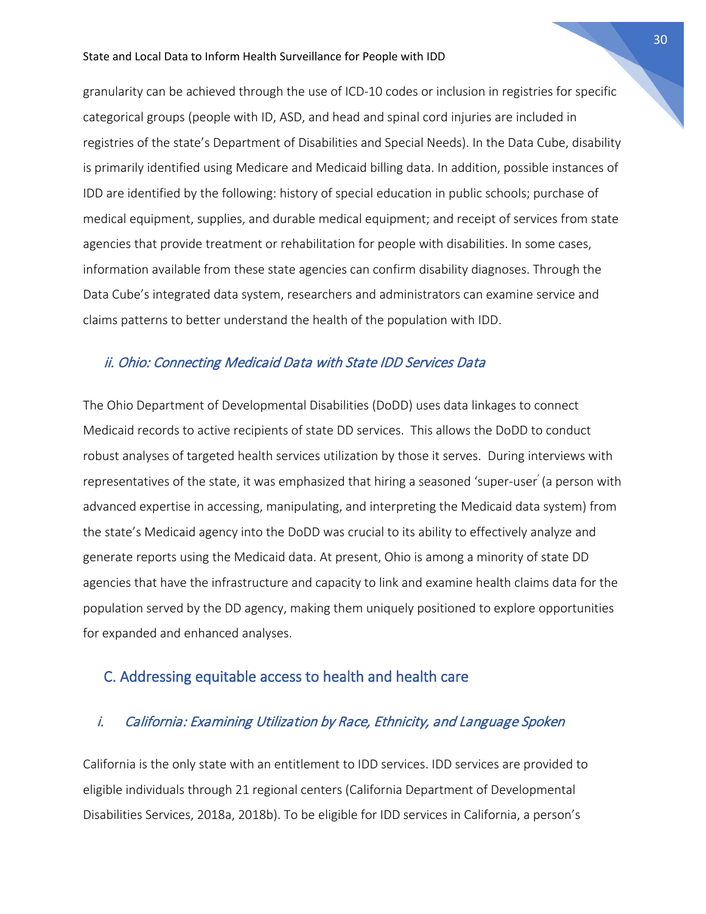granularity can be achieved through the use of ICD-10 codes or inclusion in registries for specific categorical groups (people with ID, ASD, and head and spinal cord injuries are included in registries of the state's Department of Disabilities and Special Needs). In the Data Cube, disability is primarily identified using Medicare and Medicaid billing data. In addition, possible instances of IDD are identified by the following: history of special education in public schools; purchase of medical equipment, supplies, and durable medical equipment; and receipt of services from state agencies that provide treatment or rehabilitation for people with disabilities. In some cases, information available from these state agencies can confirm disability diagnoses. Through the Data Cube's integrated data system, researchers and administrators can examine service and claims patterns to better understand the health of the population with IDD.

### *ii. Ohio: Connecting Medicaid Data with State IDD Services Data*

The Ohio Department of Developmental Disabilities (DoDD) uses data linkages to connect Medicaid records to active recipients of state DD services. This allows the DoDD to conduct robust analyses of targeted health services utilization by those it serves. During interviews with representatives of the state, it was emphasized that hiring a seasoned 'super-user' (a person with advanced expertise in accessing, manipulating, and interpreting the Medicaid data system) from the state's Medicaid agency into the DoDD was crucial to its ability to effectively analyze and generate reports using the Medicaid data. At present, Ohio is among a minority of state DD agencies that have the infrastructure and capacity to link and examine health claims data for the population served by the DD agency, making them uniquely positioned to explore opportunities for expanded and enhanced analyses.

## C. Addressing equitable access to health and health care

### *i. California: Examining Utilization by Race, Ethnicity, and Language Spoken*

California is the only state with an entitlement to IDD services. IDD services are provided to eligible individuals through 21 regional centers (California Department of Developmental Disabilities Services, 2018a, 2018b). To be eligible for IDD services in California, a person's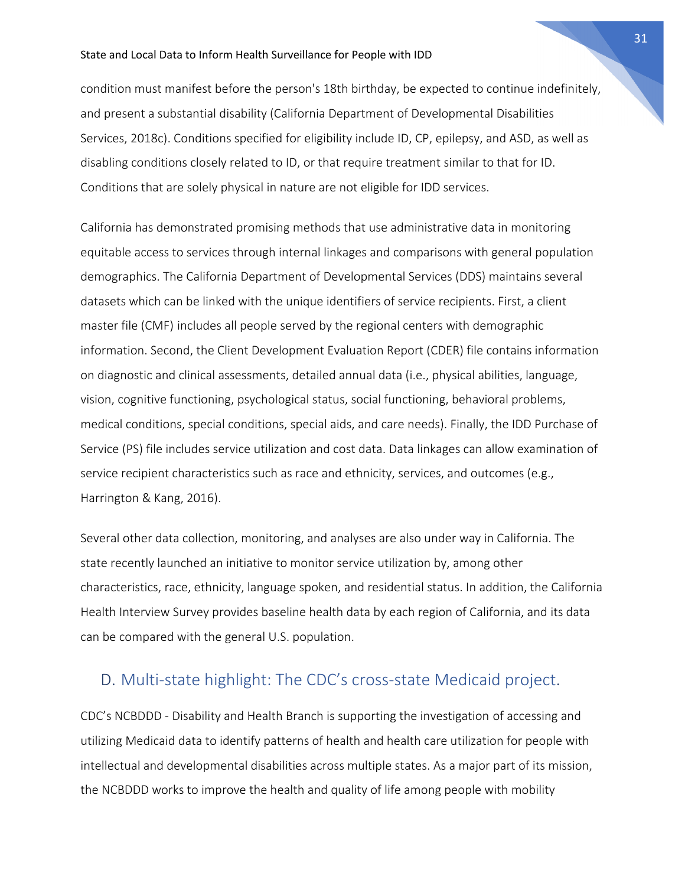condition must manifest before the person's 18th birthday, be expected to continue indefinitely, and present a substantial disability (California Department of Developmental Disabilities Services, 2018c). Conditions specified for eligibility include ID, CP, epilepsy, and ASD, as well as disabling conditions closely related to ID, or that require treatment similar to that for ID. Conditions that are solely physical in nature are not eligible for IDD services.

California has demonstrated promising methods that use administrative data in monitoring equitable access to services through internal linkages and comparisons with general population demographics. The California Department of Developmental Services (DDS) maintains several datasets which can be linked with the unique identifiers of service recipients. First, a client master file (CMF) includes all people served by the regional centers with demographic information. Second, the Client Development Evaluation Report (CDER) file contains information on diagnostic and clinical assessments, detailed annual data (i.e., physical abilities, language, vision, cognitive functioning, psychological status, social functioning, behavioral problems, medical conditions, special conditions, special aids, and care needs). Finally, the IDD Purchase of Service (PS) file includes service utilization and cost data. Data linkages can allow examination of service recipient characteristics such as race and ethnicity, services, and outcomes (e.g., Harrington & Kang, 2016).

Several other data collection, monitoring, and analyses are also under way in California. The state recently launched an initiative to monitor service utilization by, among other characteristics, race, ethnicity, language spoken, and residential status. In addition, the California Health Interview Survey provides baseline health data by each region of California, and its data can be compared with the general U.S. population.

## D. Multi-state highlight: The CDC's cross-state Medicaid project.

CDC's NCBDDD - Disability and Health Branch is supporting the investigation of accessing and utilizing Medicaid data to identify patterns of health and health care utilization for people with intellectual and developmental disabilities across multiple states. As a major part of its mission, the NCBDDD works to improve the health and quality of life among people with mobility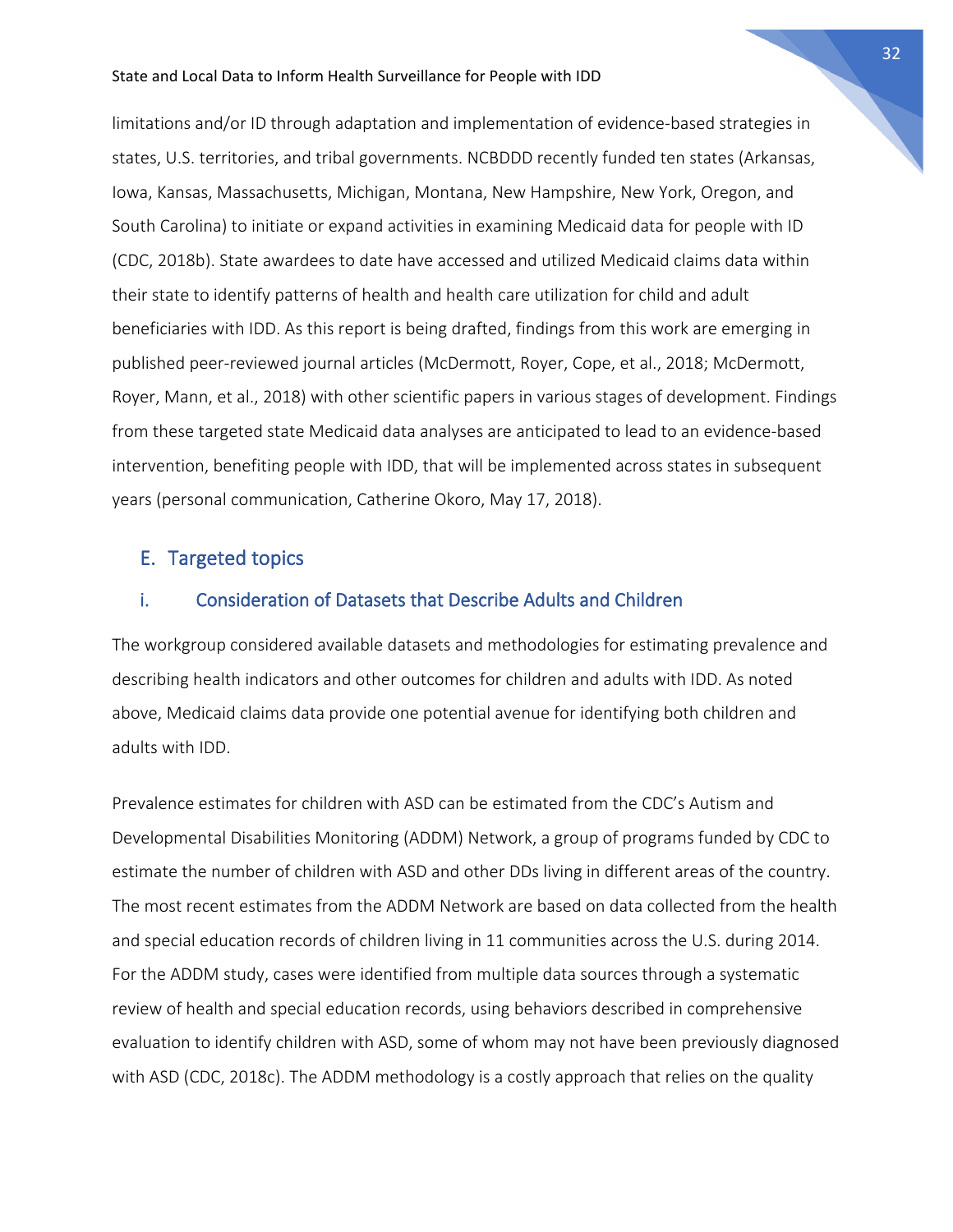limitations and/or ID through adaptation and implementation of evidence-based strategies in states, U.S. territories, and tribal governments. NCBDDD recently funded ten states (Arkansas, Iowa, Kansas, Massachusetts, Michigan, Montana, New Hampshire, New York, Oregon, and South Carolina) to initiate or expand activities in examining Medicaid data for people with ID (CDC, 2018b). State awardees to date have accessed and utilized Medicaid claims data within their state to identify patterns of health and health care utilization for child and adult beneficiaries with IDD. As this report is being drafted, findings from this work are emerging in published peer-reviewed journal articles (McDermott, Royer, Cope, et al., 2018; McDermott, Royer, Mann, et al., 2018) with other scientific papers in various stages of development. Findings from these targeted state Medicaid data analyses are anticipated to lead to an evidence-based intervention, benefiting people with IDD, that will be implemented across states in subsequent years (personal communication, Catherine Okoro, May 17, 2018).

## E. Targeted topics

### i. Consideration of Datasets that Describe Adults and Children

The workgroup considered available datasets and methodologies for estimating prevalence and describing health indicators and other outcomes for children and adults with IDD. As noted above, Medicaid claims data provide one potential avenue for identifying both children and adults with IDD.

Prevalence estimates for children with ASD can be estimated from the CDC's Autism and Developmental Disabilities Monitoring (ADDM) Network, a group of programs funded by CDC to estimate the number of children with ASD and other DDs living in different areas of the country. The most recent estimates from the ADDM Network are based on data collected from the health and special education records of children living in 11 communities across the U.S. during 2014. For the ADDM study, cases were identified from multiple data sources through a systematic review of health and special education records, using behaviors described in comprehensive evaluation to identify children with ASD, some of whom may not have been previously diagnosed with ASD (CDC, 2018c). The ADDM methodology is a costly approach that relies on the quality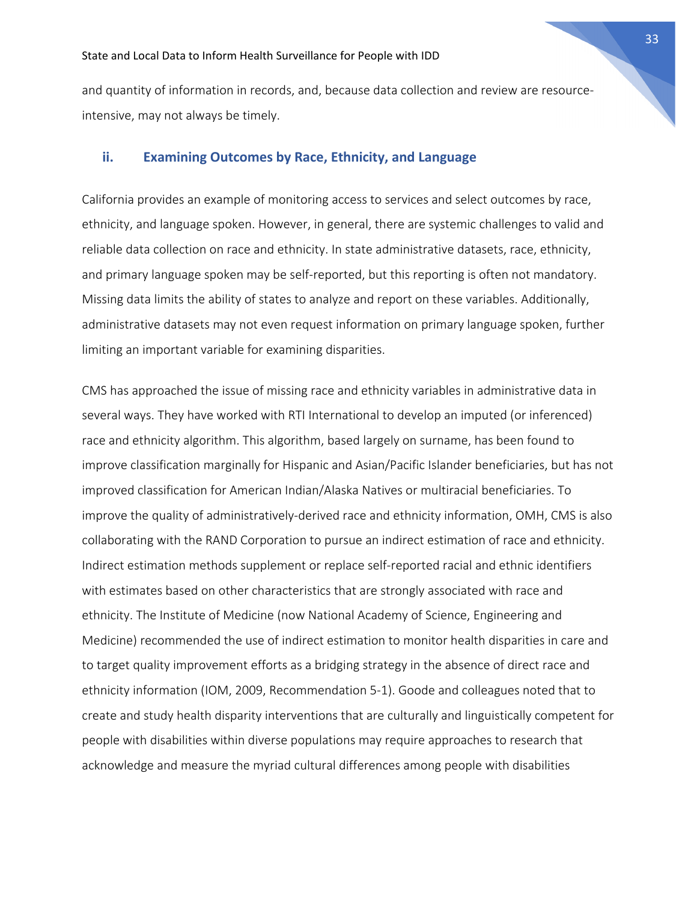and quantity of information in records, and, because data collection and review are resource-intensive, may not always be timely.

### ii. Examining Outcomes by Race, Ethnicity, and Language

California provides an example of monitoring access to services and select outcomes by race, ethnicity, and language spoken. However, in general, there are systemic challenges to valid and reliable data collection on race and ethnicity. In state administrative datasets, race, ethnicity, and primary language spoken may be self-reported, but this reporting is often not mandatory. Missing data limits the ability of states to analyze and report on these variables. Additionally, administrative datasets may not even request information on primary language spoken, further limiting an important variable for examining disparities.

CMS has approached the issue of missing race and ethnicity variables in administrative data in several ways. They have worked with RTI International to develop an imputed (or inferenced) race and ethnicity algorithm. This algorithm, based largely on surname, has been found to improve classification marginally for Hispanic and Asian/Pacific Islander beneficiaries, but has not improved classification for American Indian/Alaska Natives or multiracial beneficiaries. To improve the quality of administratively-derived race and ethnicity information, OMH, CMS is also collaborating with the RAND Corporation to pursue an indirect estimation of race and ethnicity. Indirect estimation methods supplement or replace self-reported racial and ethnic identifiers with estimates based on other characteristics that are strongly associated with race and ethnicity. The Institute of Medicine (now National Academy of Science, Engineering and Medicine) recommended the use of indirect estimation to monitor health disparities in care and to target quality improvement efforts as a bridging strategy in the absence of direct race and ethnicity information (IOM, 2009, Recommendation 5-1). Goode and colleagues noted that to create and study health disparity interventions that are culturally and linguistically competent for people with disabilities within diverse populations may require approaches to research that acknowledge and measure the myriad cultural differences among people with disabilities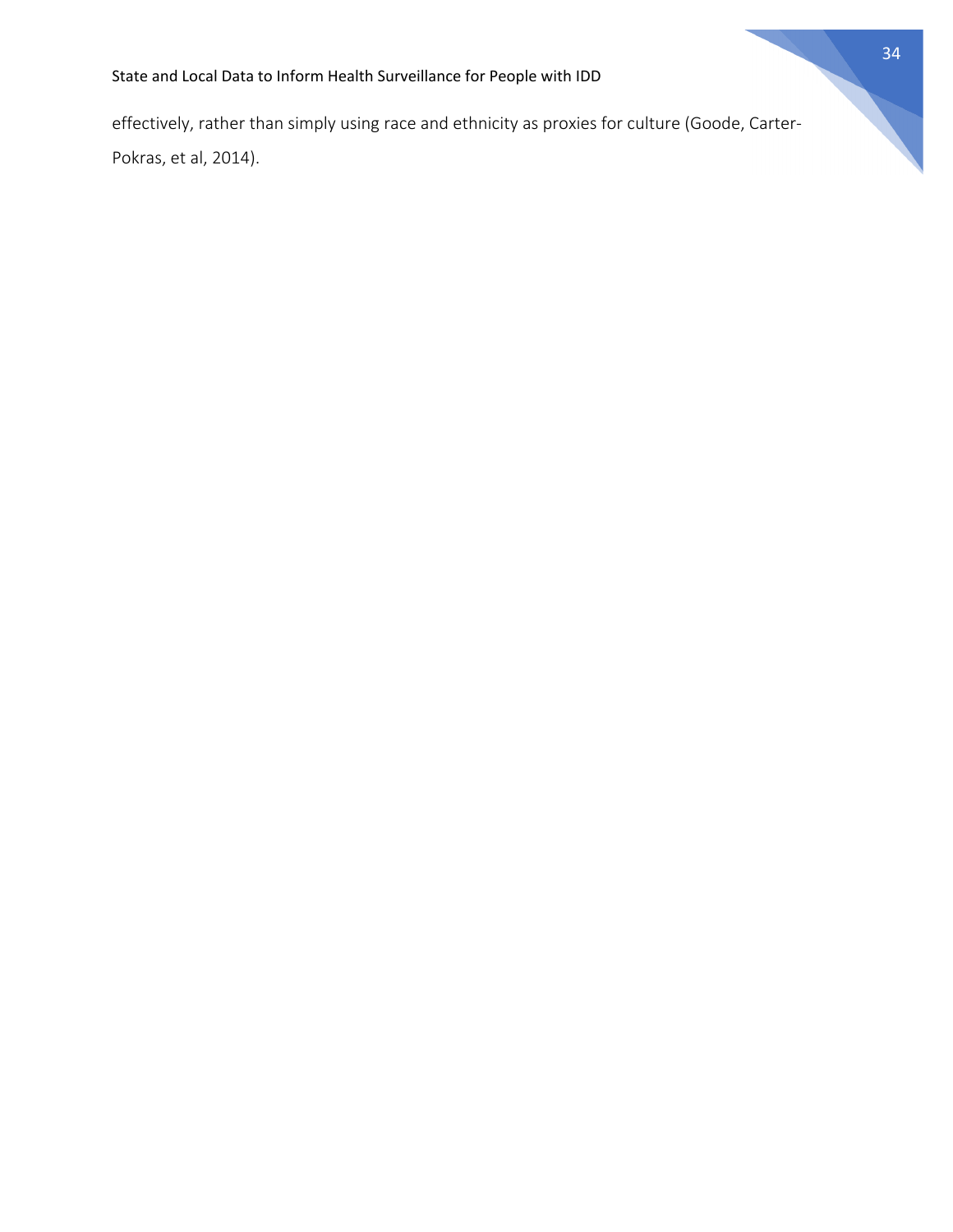effectively, rather than simply using race and ethnicity as proxies for culture (Goode, Carter-Pokras, et al, 2014).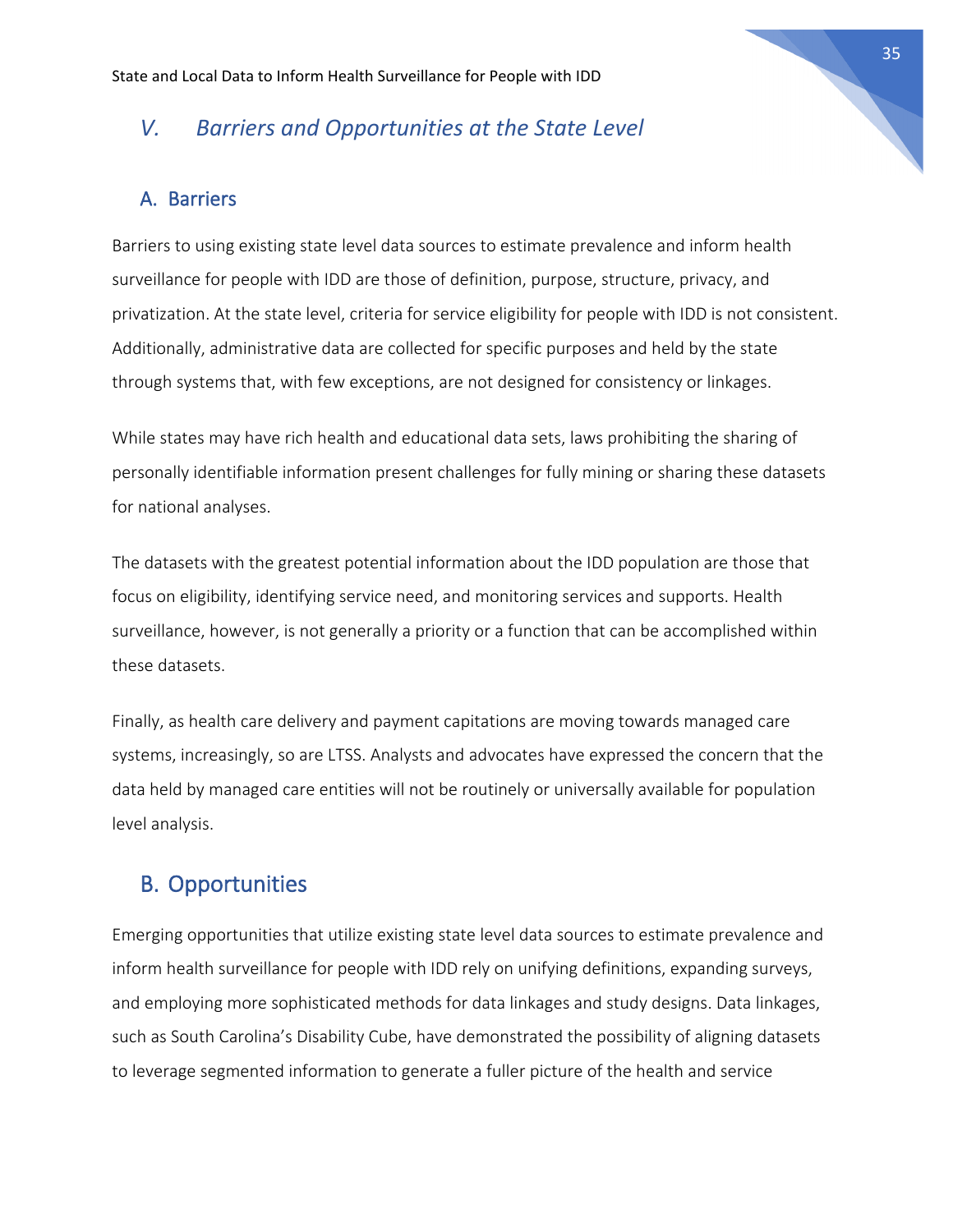## *V. Barriers and Opportunities at the State Level*

### A. Barriers

Barriers to using existing state level data sources to estimate prevalence and inform health surveillance for people with IDD are those of definition, purpose, structure, privacy, and privatization. At the state level, criteria for service eligibility for people with IDD is not consistent. Additionally, administrative data are collected for specific purposes and held by the state through systems that, with few exceptions, are not designed for consistency or linkages.

While states may have rich health and educational data sets, laws prohibiting the sharing of personally identifiable information present challenges for fully mining or sharing these datasets for national analyses.

The datasets with the greatest potential information about the IDD population are those that focus on eligibility, identifying service need, and monitoring services and supports. Health surveillance, however, is not generally a priority or a function that can be accomplished within these datasets.

Finally, as health care delivery and payment capitations are moving towards managed care systems, increasingly, so are LTSS. Analysts and advocates have expressed the concern that the data held by managed care entities will not be routinely or universally available for population level analysis.

### B. Opportunities

Emerging opportunities that utilize existing state level data sources to estimate prevalence and inform health surveillance for people with IDD rely on unifying definitions, expanding surveys, and employing more sophisticated methods for data linkages and study designs. Data linkages, such as South Carolina's Disability Cube, have demonstrated the possibility of aligning datasets to leverage segmented information to generate a fuller picture of the health and service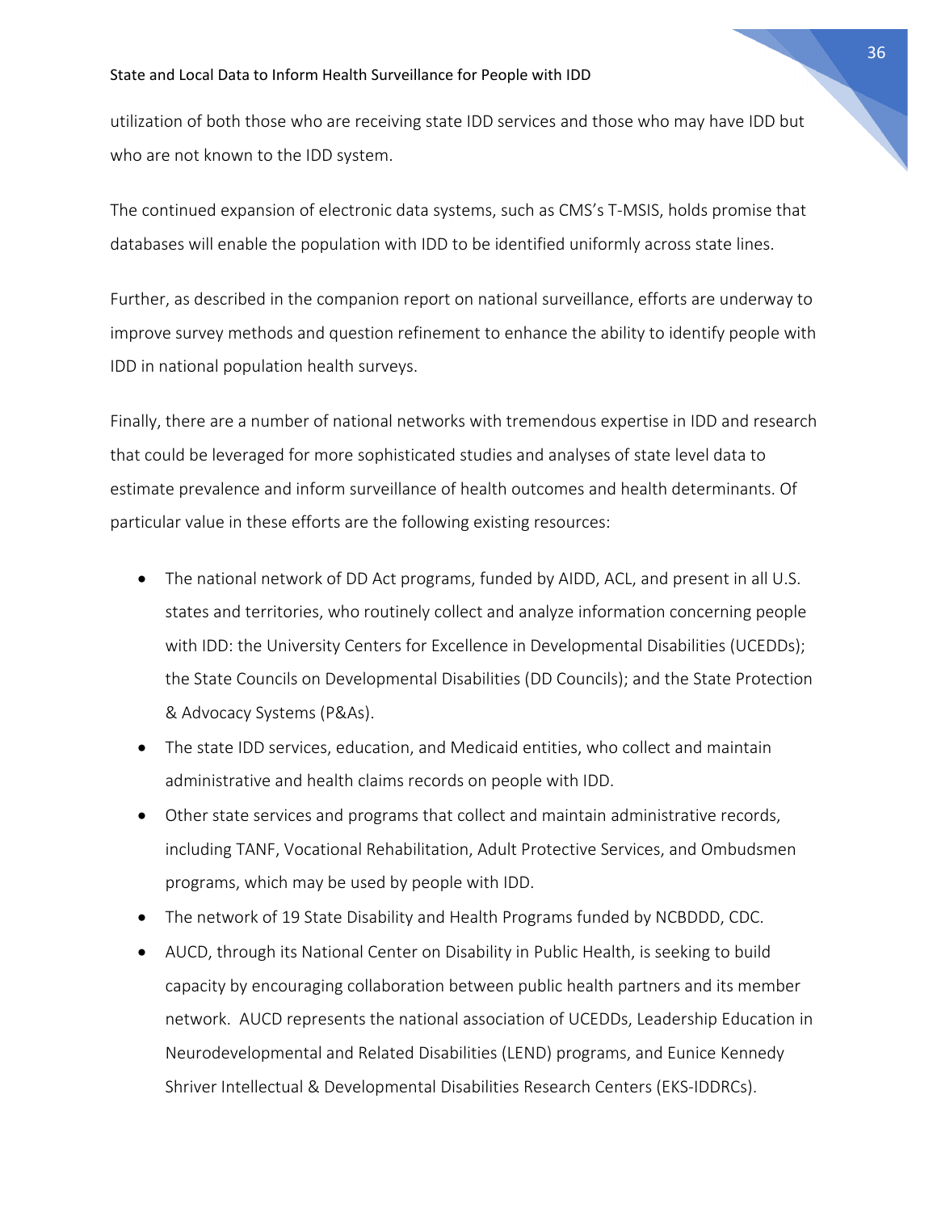utilization of both those who are receiving state IDD services and those who may have IDD but who are not known to the IDD system.

The continued expansion of electronic data systems, such as CMS's T-MSIS, holds promise that databases will enable the population with IDD to be identified uniformly across state lines.

Further, as described in the companion report on national surveillance, efforts are underway to improve survey methods and question refinement to enhance the ability to identify people with IDD in national population health surveys.

Finally, there are a number of national networks with tremendous expertise in IDD and research that could be leveraged for more sophisticated studies and analyses of state level data to estimate prevalence and inform surveillance of health outcomes and health determinants. Of particular value in these efforts are the following existing resources:

- The national network of DD Act programs, funded by AIDD, ACL, and present in all U.S. states and territories, who routinely collect and analyze information concerning people with IDD: the University Centers for Excellence in Developmental Disabilities (UCEDDs); the State Councils on Developmental Disabilities (DD Councils); and the State Protection & Advocacy Systems (P&As).
- The state IDD services, education, and Medicaid entities, who collect and maintain administrative and health claims records on people with IDD.
- Other state services and programs that collect and maintain administrative records, including TANF, Vocational Rehabilitation, Adult Protective Services, and Ombudsmen programs, which may be used by people with IDD.
- The network of 19 State Disability and Health Programs funded by NCBDDD, CDC.
- AUCD, through its National Center on Disability in Public Health, is seeking to build capacity by encouraging collaboration between public health partners and its member network. AUCD represents the national association of UCEDDs, Leadership Education in Neurodevelopmental and Related Disabilities (LEND) programs, and Eunice Kennedy Shriver Intellectual & Developmental Disabilities Research Centers (EKS-IDDRCs).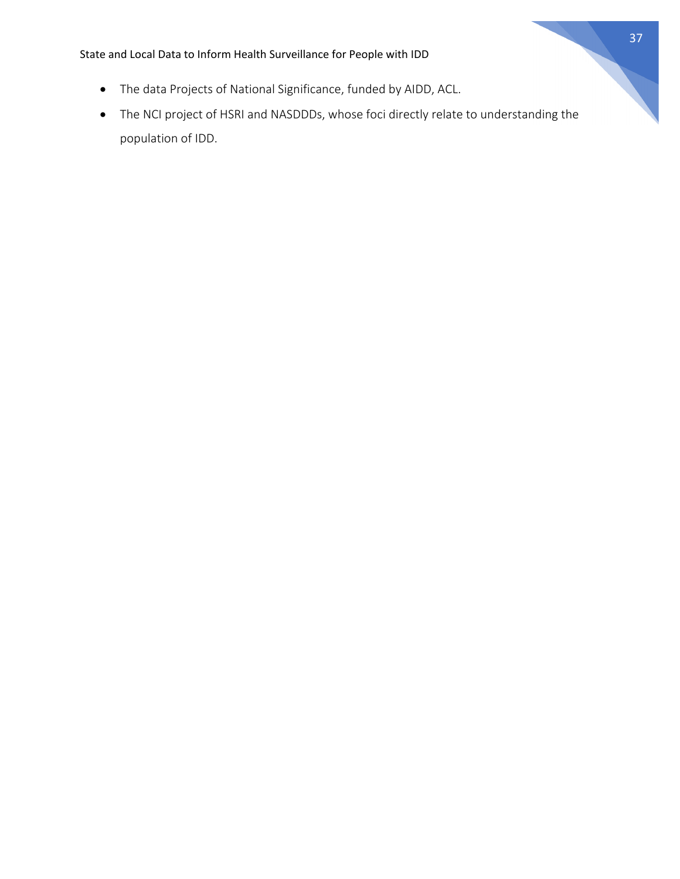- The data Projects of National Significance, funded by AIDD, ACL.
- The NCI project of HSRI and NASDDDs, whose foci directly relate to understanding the population of IDD.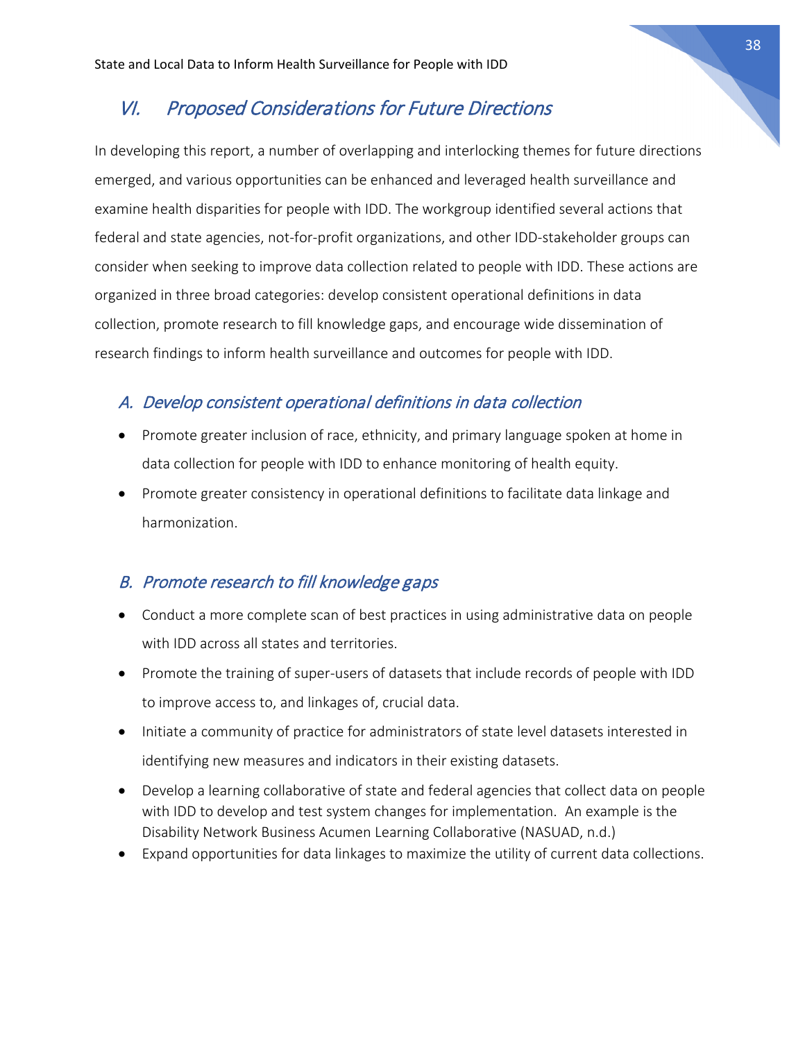## VI. Proposed Considerations for Future Directions

In developing this report, a number of overlapping and interlocking themes for future directions emerged, and various opportunities can be enhanced and leveraged health surveillance and examine health disparities for people with IDD. The workgroup identified several actions that federal and state agencies, not-for-profit organizations, and other IDD-stakeholder groups can consider when seeking to improve data collection related to people with IDD. These actions are organized in three broad categories: develop consistent operational definitions in data collection, promote research to fill knowledge gaps, and encourage wide dissemination of research findings to inform health surveillance and outcomes for people with IDD.

### A. Develop consistent operational definitions in data collection

- Promote greater inclusion of race, ethnicity, and primary language spoken at home in data collection for people with IDD to enhance monitoring of health equity.
- Promote greater consistency in operational definitions to facilitate data linkage and harmonization.

### B. Promote research to fill knowledge gaps

- Conduct a more complete scan of best practices in using administrative data on people with IDD across all states and territories.
- Promote the training of super-users of datasets that include records of people with IDD to improve access to, and linkages of, crucial data.
- Initiate a community of practice for administrators of state level datasets interested in identifying new measures and indicators in their existing datasets.
- Develop a learning collaborative of state and federal agencies that collect data on people with IDD to develop and test system changes for implementation. An example is the Disability Network Business Acumen Learning Collaborative (NASUAD, n.d.)
- Expand opportunities for data linkages to maximize the utility of current data collections.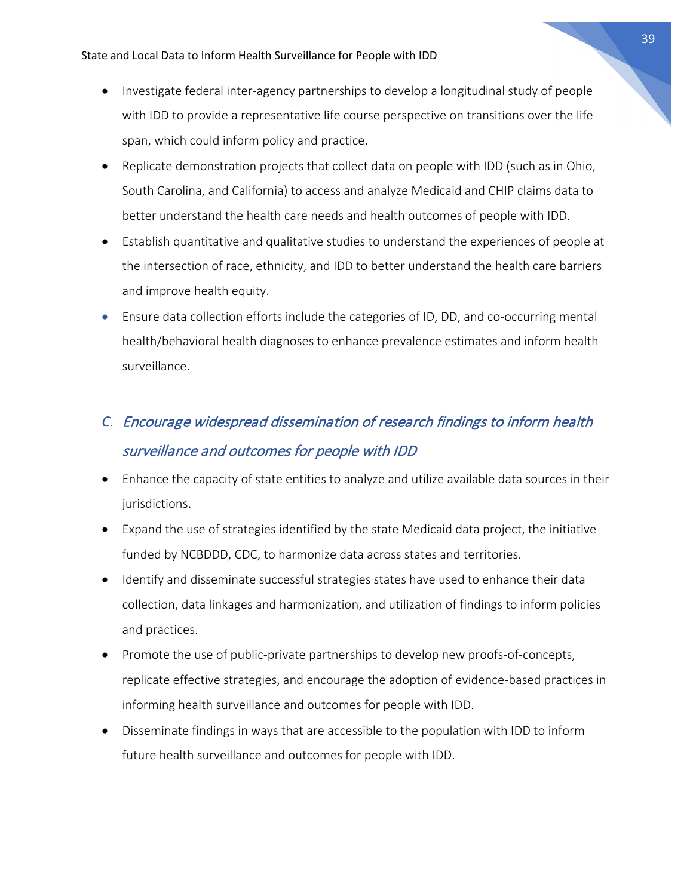- Investigate federal inter-agency partnerships to develop a longitudinal study of people with IDD to provide a representative life course perspective on transitions over the life span, which could inform policy and practice.
- Replicate demonstration projects that collect data on people with IDD (such as in Ohio, South Carolina, and California) to access and analyze Medicaid and CHIP claims data to better understand the health care needs and health outcomes of people with IDD.
- Establish quantitative and qualitative studies to understand the experiences of people at the intersection of race, ethnicity, and IDD to better understand the health care barriers and improve health equity.
- Ensure data collection efforts include the categories of ID, DD, and co-occurring mental health/behavioral health diagnoses to enhance prevalence estimates and inform health surveillance.

### C. *Encourage widespread dissemination of research findings to inform health surveillance and outcomes for people with IDD*

- Enhance the capacity of state entities to analyze and utilize available data sources in their jurisdictions.
- Expand the use of strategies identified by the state Medicaid data project, the initiative funded by NCBDDD, CDC, to harmonize data across states and territories.
- Identify and disseminate successful strategies states have used to enhance their data collection, data linkages and harmonization, and utilization of findings to inform policies and practices.
- Promote the use of public-private partnerships to develop new proofs-of-concepts, replicate effective strategies, and encourage the adoption of evidence-based practices in informing health surveillance and outcomes for people with IDD.
- Disseminate findings in ways that are accessible to the population with IDD to inform future health surveillance and outcomes for people with IDD.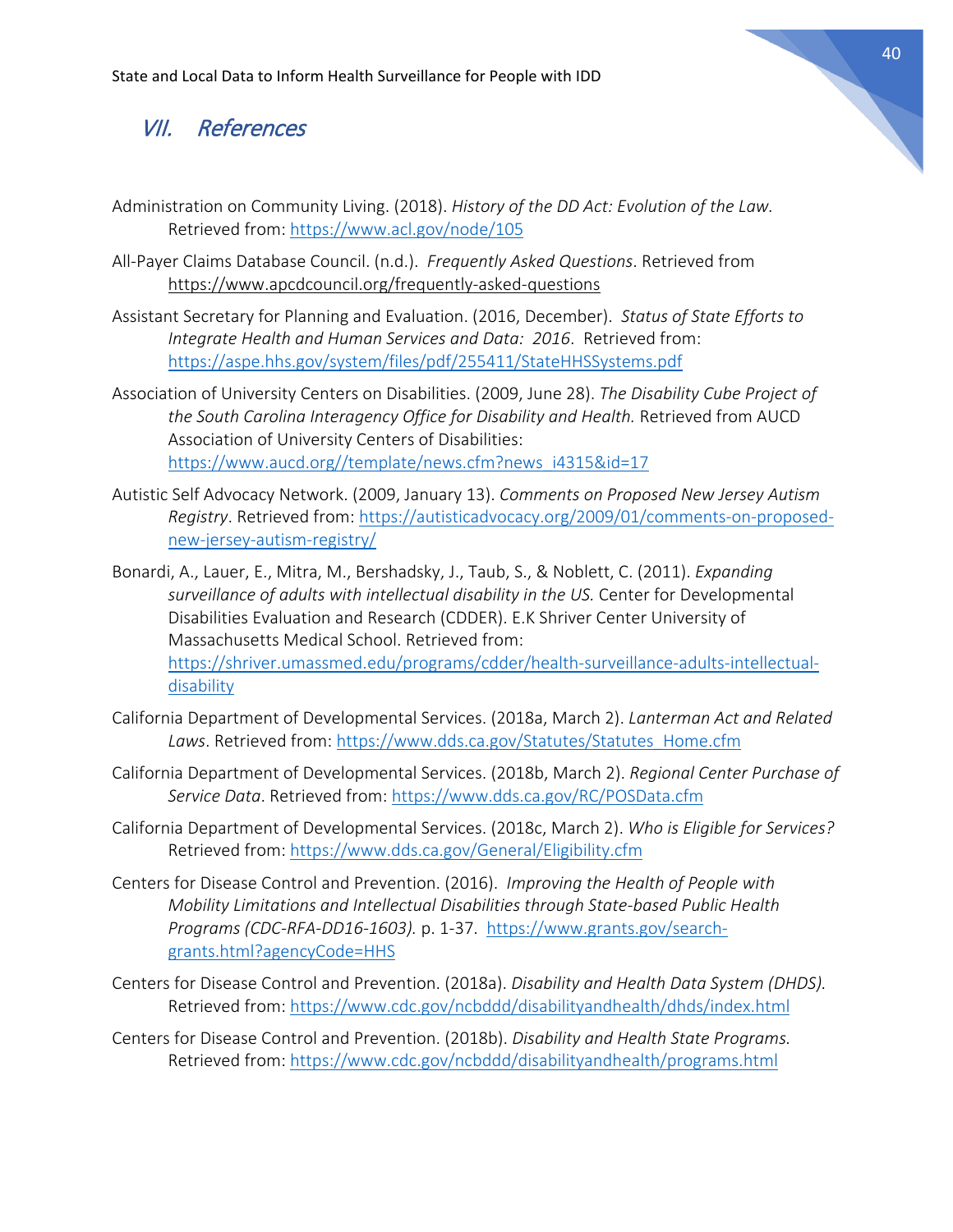## VII. References

Administration on Community Living. (2018). *History of the DD Act: Evolution of the Law.* Retrieved from: https://www.acl.gov/node/105

All-Payer Claims Database Council. (n.d.). *Frequently Asked Questions*. Retrieved from https://www.apcdcouncil.org/frequently-asked-questions

Assistant Secretary for Planning and Evaluation. (2016, December). *Status of State Efforts to Integrate Health and Human Services and Data: 2016*. Retrieved from: https://aspe.hhs.gov/system/files/pdf/255411/StateHHSSystems.pdf

Association of University Centers on Disabilities. (2009, June 28). *The Disability Cube Project of the South Carolina Interagency Office for Disability and Health.* Retrieved from AUCD Association of University Centers of Disabilities: https://www.aucd.org//template/news.cfm?news_i4315&id=17

Autistic Self Advocacy Network. (2009, January 13). *Comments on Proposed New Jersey Autism Registry*. Retrieved from: https://autisticadvocacy.org/2009/01/comments-on-proposed-new-jersey-autism-registry/

Bonardi, A., Lauer, E., Mitra, M., Bershadsky, J., Taub, S., & Noblett, C. (2011). *Expanding surveillance of adults with intellectual disability in the US.* Center for Developmental Disabilities Evaluation and Research (CDDER). E.K Shriver Center University of Massachusetts Medical School. Retrieved from: https://shriver.umassmed.edu/programs/cdder/health-surveillance-adults-intellectual-disability

California Department of Developmental Services. (2018a, March 2). *Lanterman Act and Related Laws*. Retrieved from: https://www.dds.ca.gov/Statutes/Statutes_Home.cfm

California Department of Developmental Services. (2018b, March 2). *Regional Center Purchase of Service Data*. Retrieved from: https://www.dds.ca.gov/RC/POSData.cfm

California Department of Developmental Services. (2018c, March 2). *Who is Eligible for Services?* Retrieved from: https://www.dds.ca.gov/General/Eligibility.cfm

Centers for Disease Control and Prevention. (2016). *Improving the Health of People with Mobility Limitations and Intellectual Disabilities through State-based Public Health Programs (CDC-RFA-DD16-1603).* p. 1-37. https://www.grants.gov/search-grants.html?agencyCode=HHS

Centers for Disease Control and Prevention. (2018a). *Disability and Health Data System (DHDS).* Retrieved from: https://www.cdc.gov/ncbddd/disabilityandhealth/dhds/index.html

Centers for Disease Control and Prevention. (2018b). *Disability and Health State Programs.* Retrieved from: https://www.cdc.gov/ncbddd/disabilityandhealth/programs.html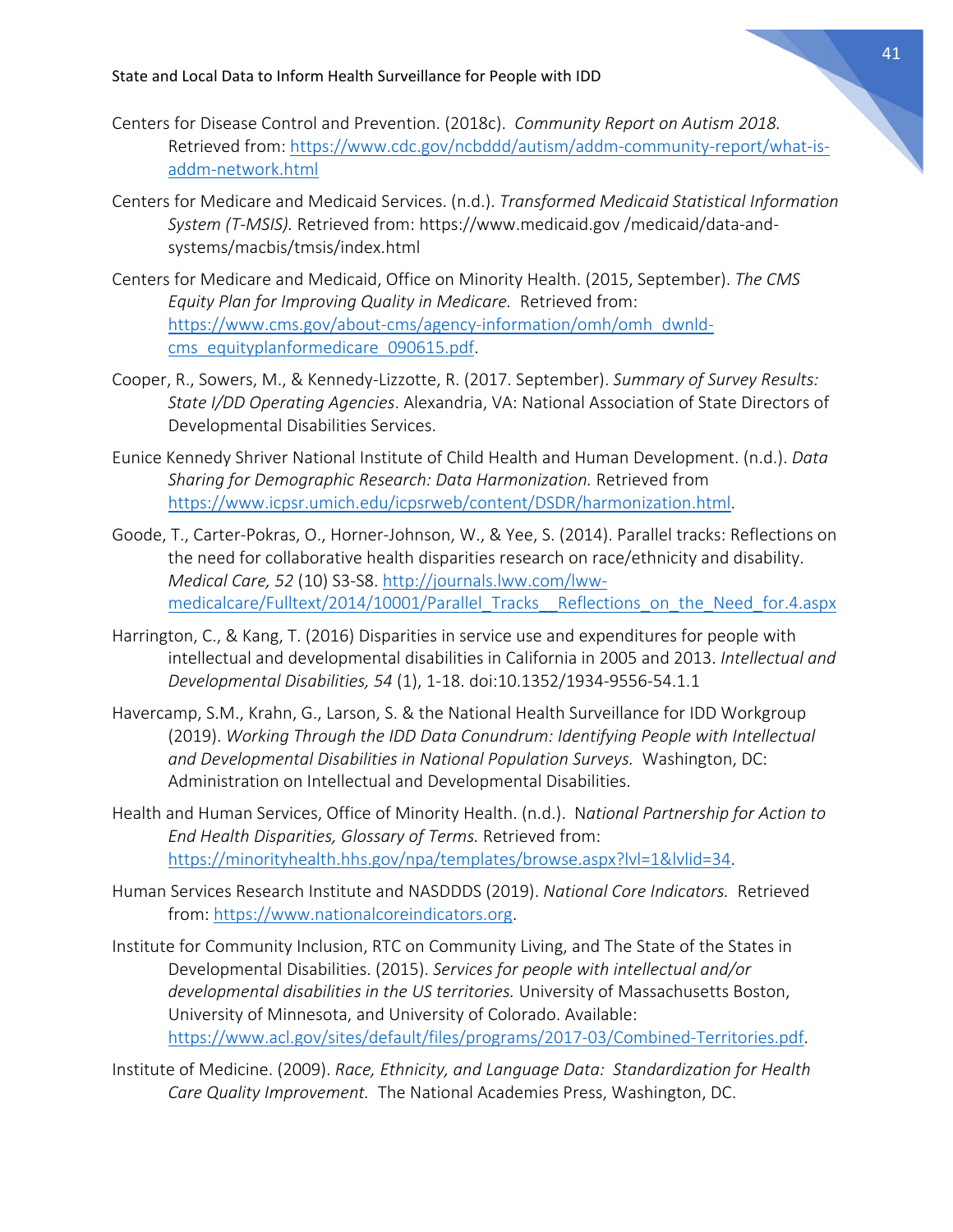Centers for Disease Control and Prevention. (2018c). *Community Report on Autism 2018*. Retrieved from: https://www.cdc.gov/ncbddd/autism/addm-community-report/what-is-addm-network.html

Centers for Medicare and Medicaid Services. (n.d.). *Transformed Medicaid Statistical Information System (T-MSIS).* Retrieved from: https://www.medicaid.gov /medicaid/data-and-systems/macbis/tmsis/index.html

Centers for Medicare and Medicaid, Office on Minority Health. (2015, September). *The CMS Equity Plan for Improving Quality in Medicare.* Retrieved from: https://www.cms.gov/about-cms/agency-information/omh/omh_dwnld-cms_equityplanformedicare_090615.pdf.

Cooper, R., Sowers, M., & Kennedy-Lizzotte, R. (2017. September). *Summary of Survey Results: State I/DD Operating Agencies*. Alexandria, VA: National Association of State Directors of Developmental Disabilities Services.

Eunice Kennedy Shriver National Institute of Child Health and Human Development. (n.d.). *Data Sharing for Demographic Research: Data Harmonization.* Retrieved from https://www.icpsr.umich.edu/icpsrweb/content/DSDR/harmonization.html.

Goode, T., Carter-Pokras, O., Horner-Johnson, W., & Yee, S. (2014). Parallel tracks: Reflections on the need for collaborative health disparities research on race/ethnicity and disability. *Medical Care, 52* (10) S3-S8. http://journals.lww.com/lww-medicalcare/Fulltext/2014/10001/Parallel_Tracks__Reflections_on_the_Need_for.4.aspx

Harrington, C., & Kang, T. (2016) Disparities in service use and expenditures for people with intellectual and developmental disabilities in California in 2005 and 2013. *Intellectual and Developmental Disabilities, 54* (1), 1-18. doi:10.1352/1934-9556-54.1.1

Havercamp, S.M., Krahn, G., Larson, S. & the National Health Surveillance for IDD Workgroup (2019). *Working Through the IDD Data Conundrum: Identifying People with Intellectual and Developmental Disabilities in National Population Surveys.* Washington, DC: Administration on Intellectual and Developmental Disabilities.

Health and Human Services, Office of Minority Health. (n.d.). N*ational Partnership for Action to End Health Disparities, Glossary of Terms.* Retrieved from: https://minorityhealth.hhs.gov/npa/templates/browse.aspx?lvl=1&lvlid=34.

Human Services Research Institute and NASDDDS (2019). *National Core Indicators.* Retrieved from: https://www.nationalcoreindicators.org.

Institute for Community Inclusion, RTC on Community Living, and The State of the States in Developmental Disabilities. (2015). *Services for people with intellectual and/or developmental disabilities in the US territories.* University of Massachusetts Boston, University of Minnesota, and University of Colorado. Available: https://www.acl.gov/sites/default/files/programs/2017-03/Combined-Territories.pdf.

Institute of Medicine. (2009). *Race, Ethnicity, and Language Data: Standardization for Health Care Quality Improvement.* The National Academies Press, Washington, DC.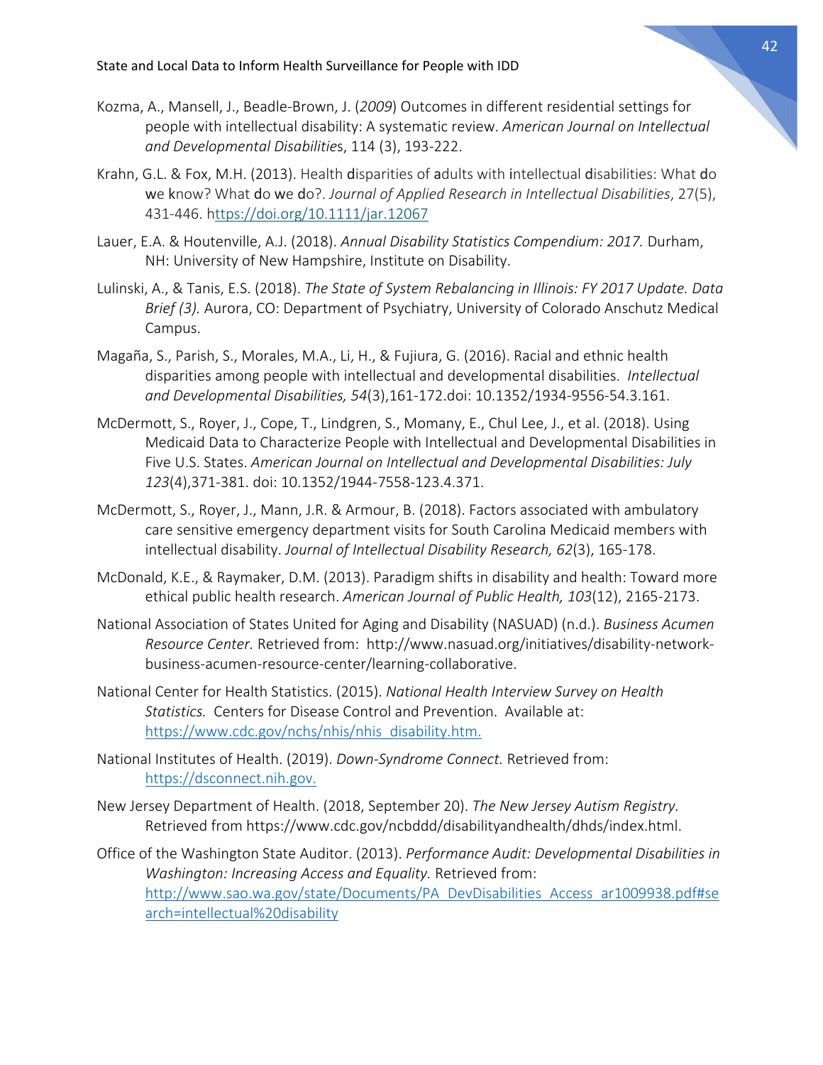Kozma, A., Mansell, J., Beadle-Brown, J. (*2009*) Outcomes in different residential settings for people with intellectual disability: A systematic review. *American Journal on Intellectual and Developmental Disabilities*, 114 (3), 193-222.

Krahn, G.L. & Fox, M.H. (2013). Health disparities of adults with intellectual disabilities: What do we know? What do we do?. *Journal of Applied Research in Intellectual Disabilities*, 27(5), 431-446. https://doi.org/10.1111/jar.12067

Lauer, E.A. & Houtenville, A.J. (2018). *Annual Disability Statistics Compendium: 2017.* Durham, NH: University of New Hampshire, Institute on Disability.

Lulinski, A., & Tanis, E.S. (2018). *The State of System Rebalancing in Illinois: FY 2017 Update. Data Brief (3).* Aurora, CO: Department of Psychiatry, University of Colorado Anschutz Medical Campus.

Magaña, S., Parish, S., Morales, M.A., Li, H., & Fujiura, G. (2016). Racial and ethnic health disparities among people with intellectual and developmental disabilities. *Intellectual and Developmental Disabilities, 54*(3),161-172.doi: 10.1352/1934-9556-54.3.161.

McDermott, S., Royer, J., Cope, T., Lindgren, S., Momany, E., Chul Lee, J., et al. (2018). Using Medicaid Data to Characterize People with Intellectual and Developmental Disabilities in Five U.S. States. *American Journal on Intellectual and Developmental Disabilities: July 123*(4),371-381. doi: 10.1352/1944-7558-123.4.371.

McDermott, S., Royer, J., Mann, J.R. & Armour, B. (2018). Factors associated with ambulatory care sensitive emergency department visits for South Carolina Medicaid members with intellectual disability. *Journal of Intellectual Disability Research, 62*(3), 165-178.

McDonald, K.E., & Raymaker, D.M. (2013). Paradigm shifts in disability and health: Toward more ethical public health research. *American Journal of Public Health, 103*(12), 2165-2173.

National Association of States United for Aging and Disability (NASUAD) (n.d.). *Business Acumen Resource Center.* Retrieved from: http://www.nasuad.org/initiatives/disability-network-business-acumen-resource-center/learning-collaborative.

National Center for Health Statistics. (2015). *National Health Interview Survey on Health Statistics.* Centers for Disease Control and Prevention. Available at: https://www.cdc.gov/nchs/nhis/nhis_disability.htm.

National Institutes of Health. (2019). *Down-Syndrome Connect.* Retrieved from: https://dsconnect.nih.gov.

New Jersey Department of Health. (2018, September 20). *The New Jersey Autism Registry.* Retrieved from https://www.cdc.gov/ncbddd/disabilityandhealth/dhds/index.html.

Office of the Washington State Auditor. (2013). *Performance Audit: Developmental Disabilities in Washington: Increasing Access and Equality.* Retrieved from: http://www.sao.wa.gov/state/Documents/PA_DevDisabilities_Access_ar1009938.pdf#search=intellectual%20disability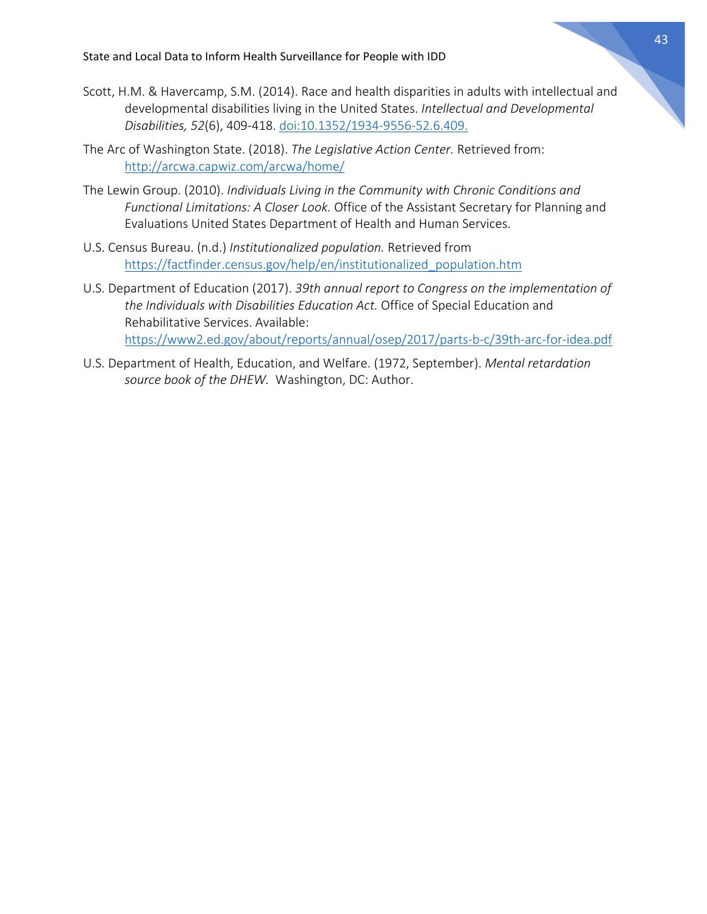Scott, H.M. & Havercamp, S.M. (2014). Race and health disparities in adults with intellectual and developmental disabilities living in the United States. *Intellectual and Developmental Disabilities, 52*(6), 409-418. doi:10.1352/1934-9556-52.6.409.

The Arc of Washington State. (2018). *The Legislative Action Center.* Retrieved from: http://arcwa.capwiz.com/arcwa/home/

The Lewin Group. (2010). *Individuals Living in the Community with Chronic Conditions and Functional Limitations: A Closer Look.* Office of the Assistant Secretary for Planning and Evaluations United States Department of Health and Human Services.

U.S. Census Bureau. (n.d.) *Institutionalized population.* Retrieved from https://factfinder.census.gov/help/en/institutionalized_population.htm

U.S. Department of Education (2017). *39th annual report to Congress on the implementation of the Individuals with Disabilities Education Act.* Office of Special Education and Rehabilitative Services. Available: https://www2.ed.gov/about/reports/annual/osep/2017/parts-b-c/39th-arc-for-idea.pdf

U.S. Department of Health, Education, and Welfare. (1972, September). *Mental retardation source book of the DHEW.* Washington, DC: Author.